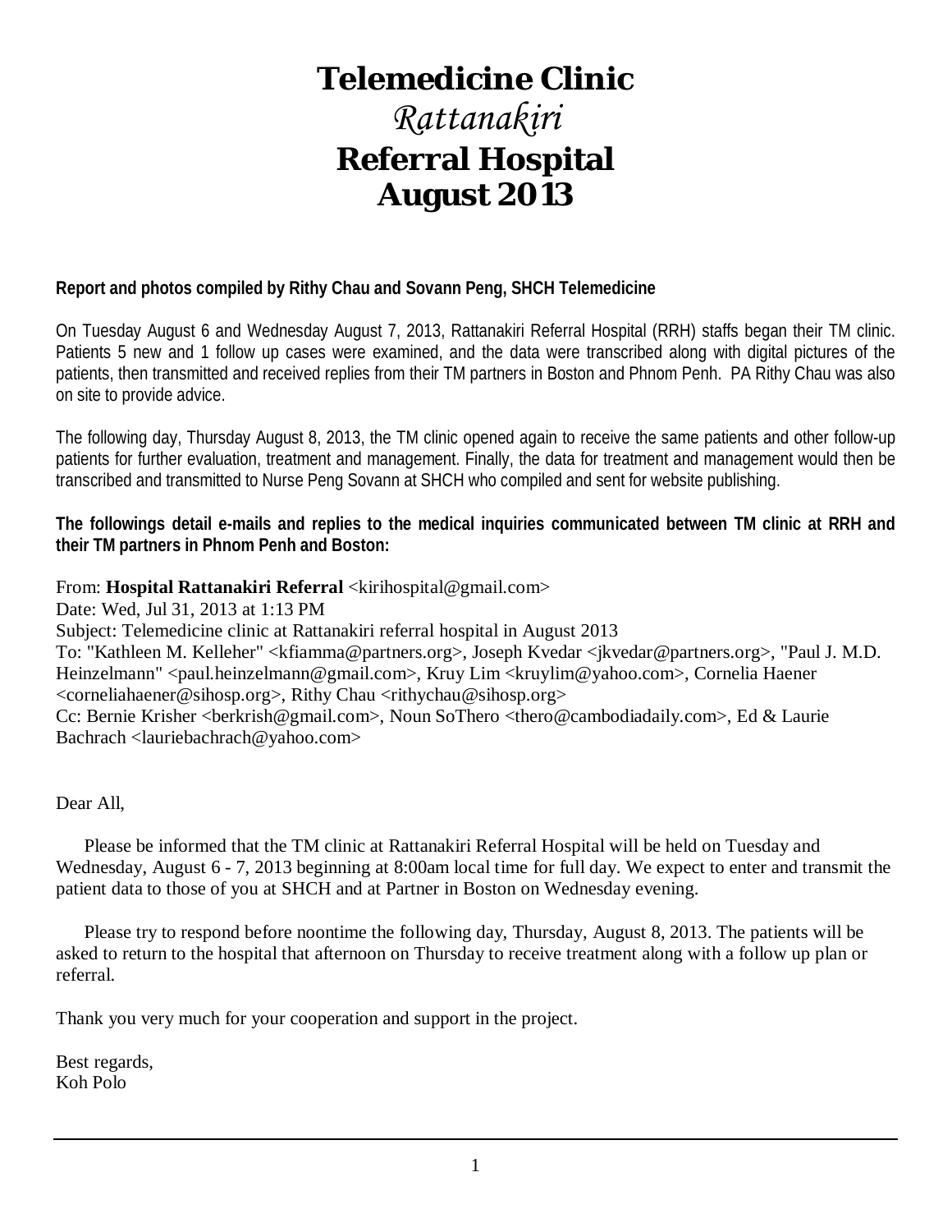# Telemedicine Clinic
# *Rattanakiri*
# Referral Hospital
# August 2013

**Report and photos compiled by Rithy Chau and Sovann Peng, SHCH Telemedicine**

On Tuesday August 6 and Wednesday August 7, 2013, Rattanakiri Referral Hospital (RRH) staffs began their TM clinic. Patients 5 new and 1 follow up cases were examined, and the data were transcribed along with digital pictures of the patients, then transmitted and received replies from their TM partners in Boston and Phnom Penh. PA Rithy Chau was also on site to provide advice.

The following day, Thursday August 8, 2013, the TM clinic opened again to receive the same patients and other follow-up patients for further evaluation, treatment and management. Finally, the data for treatment and management would then be transcribed and transmitted to Nurse Peng Sovann at SHCH who compiled and sent for website publishing.

**The followings detail e-mails and replies to the medical inquiries communicated between TM clinic at RRH and their TM partners in Phnom Penh and Boston:**

From: **Hospital Rattanakiri Referral** <kirihospital@gmail.com>
Date: Wed, Jul 31, 2013 at 1:13 PM
Subject: Telemedicine clinic at Rattanakiri referral hospital in August 2013
To: "Kathleen M. Kelleher" <kfiamma@partners.org>, Joseph Kvedar <jkvedar@partners.org>, "Paul J. M.D. Heinzelmann" <paul.heinzelmann@gmail.com>, Kruy Lim <kruylim@yahoo.com>, Cornelia Haener <corneliahaener@sihosp.org>, Rithy Chau <rithychau@sihosp.org>
Cc: Bernie Krisher <berkrish@gmail.com>, Noun SoThero <thero@cambodiadaily.com>, Ed & Laurie Bachrach <lauriebachrach@yahoo.com>

Dear All,

Please be informed that the TM clinic at Rattanakiri Referral Hospital will be held on Tuesday and Wednesday, August 6 - 7, 2013 beginning at 8:00am local time for full day. We expect to enter and transmit the patient data to those of you at SHCH and at Partner in Boston on Wednesday evening.

Please try to respond before noontime the following day, Thursday, August 8, 2013. The patients will be asked to return to the hospital that afternoon on Thursday to receive treatment along with a follow up plan or referral.

Thank you very much for your cooperation and support in the project.

Best regards,
Koh Polo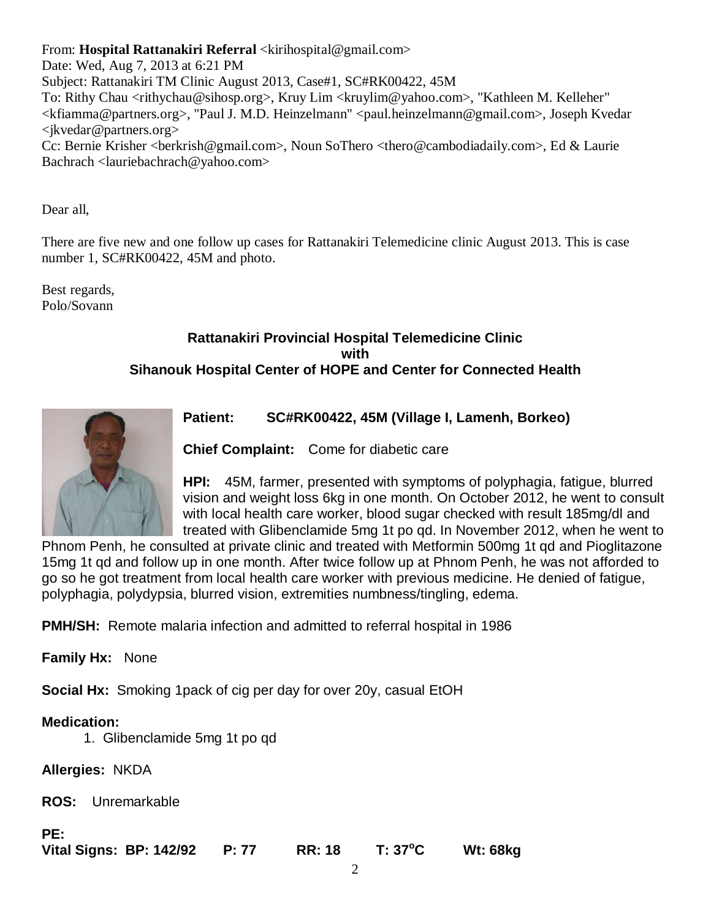From: **Hospital Rattanakiri Referral** <kirihospital@gmail.com>
Date: Wed, Aug 7, 2013 at 6:21 PM
Subject: Rattanakiri TM Clinic August 2013, Case#1, SC#RK00422, 45M
To: Rithy Chau <rithychau@sihosp.org>, Kruy Lim <kruylim@yahoo.com>, "Kathleen M. Kelleher" <kfiamma@partners.org>, "Paul J. M.D. Heinzelmann" <paul.heinzelmann@gmail.com>, Joseph Kvedar <jkvedar@partners.org>
Cc: Bernie Krisher <berkrish@gmail.com>, Noun SoThero <thero@cambodiadaily.com>, Ed & Laurie Bachrach <lauriebachrach@yahoo.com>

Dear all,

There are five new and one follow up cases for Rattanakiri Telemedicine clinic August 2013. This is case number 1, SC#RK00422, 45M and photo.

Best regards,
Polo/Sovann

**Rattanakiri Provincial Hospital Telemedicine Clinic with Sihanouk Hospital Center of HOPE and Center for Connected Health**

**Patient:** **SC#RK00422, 45M (Village I, Lamenh, Borkeo)**

**Chief Complaint:** Come for diabetic care

**HPI:** 45M, farmer, presented with symptoms of polyphagia, fatigue, blurred vision and weight loss 6kg in one month. On October 2012, he went to consult with local health care worker, blood sugar checked with result 185mg/dl and treated with Glibenclamide 5mg 1t po qd. In November 2012, when he went to Phnom Penh, he consulted at private clinic and treated with Metformin 500mg 1t qd and Pioglitazone 15mg 1t qd and follow up in one month. After twice follow up at Phnom Penh, he was not afforded to go so he got treatment from local health care worker with previous medicine. He denied of fatigue, polyphagia, polydypsia, blurred vision, extremities numbness/tingling, edema.

**PMH/SH:** Remote malaria infection and admitted to referral hospital in 1986

**Family Hx:** None

**Social Hx:** Smoking 1pack of cig per day for over 20y, casual EtOH

**Medication:**

1. Glibenclamide 5mg 1t po qd

**Allergies:** NKDA

**ROS:** Unremarkable

**PE:**

**Vital Signs: BP: 142/92 P: 77 RR: 18 T: 37°C Wt: 68kg**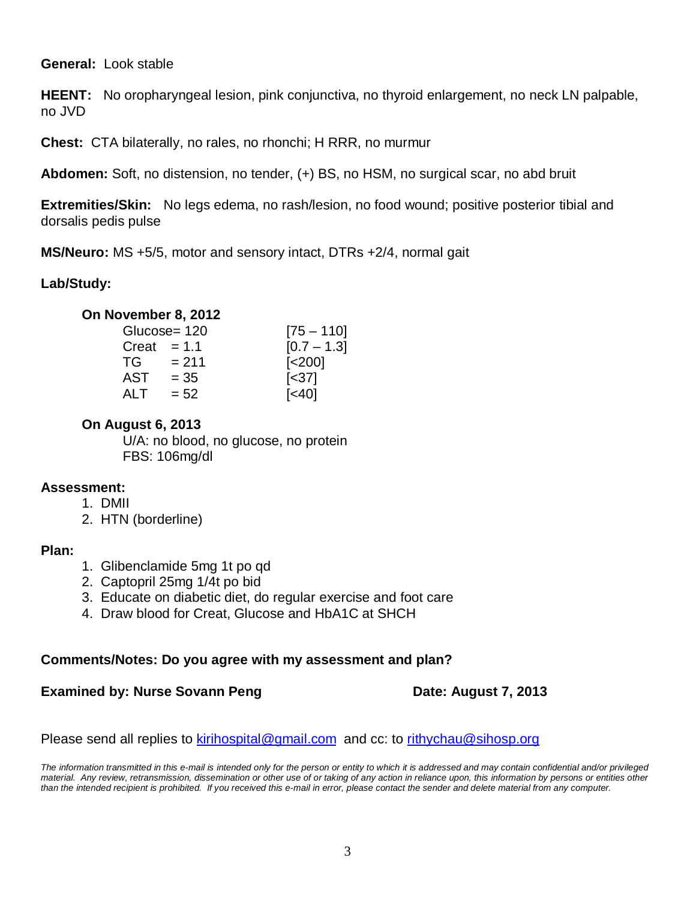**General:** Look stable

**HEENT:** No oropharyngeal lesion, pink conjunctiva, no thyroid enlargement, no neck LN palpable, no JVD

**Chest:** CTA bilaterally, no rales, no rhonchi; H RRR, no murmur

**Abdomen:** Soft, no distension, no tender, (+) BS, no HSM, no surgical scar, no abd bruit

**Extremities/Skin:** No legs edema, no rash/lesion, no food wound; positive posterior tibial and dorsalis pedis pulse

**MS/Neuro:** MS +5/5, motor and sensory intact, DTRs +2/4, normal gait

**Lab/Study:**

**On November 8, 2012**

| | | |
|---|---|---|
| Glucose | = 120 | [75 – 110] |
| Creat | = 1.1 | [0.7 – 1.3] |
| TG | = 211 | [<200] |
| AST | = 35 | [<37] |
| ALT | = 52 | [<40] |

**On August 6, 2013**

U/A: no blood, no glucose, no protein
FBS: 106mg/dl

**Assessment:**

1. DMII
2. HTN (borderline)

**Plan:**

1. Glibenclamide 5mg 1t po qd
2. Captopril 25mg 1/4t po bid
3. Educate on diabetic diet, do regular exercise and foot care
4. Draw blood for Creat, Glucose and HbA1C at SHCH

**Comments/Notes: Do you agree with my assessment and plan?**

**Examined by: Nurse Sovann Peng** **Date: August 7, 2013**

Please send all replies to kirihospital@gmail.com and cc: to rithychau@sihosp.org

*The information transmitted in this e-mail is intended only for the person or entity to which it is addressed and may contain confidential and/or privileged material. Any review, retransmission, dissemination or other use of or taking of any action in reliance upon, this information by persons or entities other than the intended recipient is prohibited. If you received this e-mail in error, please contact the sender and delete material from any computer.*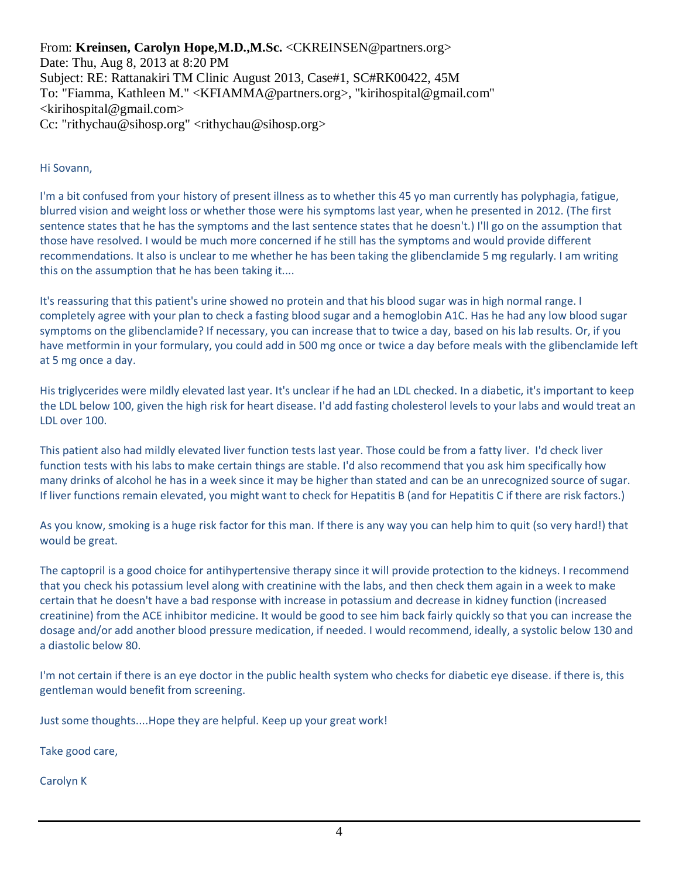From: **Kreinsen, Carolyn Hope,M.D.,M.Sc.** <CKREINSEN@partners.org>
Date: Thu, Aug 8, 2013 at 8:20 PM
Subject: RE: Rattanakiri TM Clinic August 2013, Case#1, SC#RK00422, 45M
To: "Fiamma, Kathleen M." <KFIAMMA@partners.org>, "kirihospital@gmail.com" <kirihospital@gmail.com>
Cc: "rithychau@sihosp.org" <rithychau@sihosp.org>

Hi Sovann,

I'm a bit confused from your history of present illness as to whether this 45 yo man currently has polyphagia, fatigue, blurred vision and weight loss or whether those were his symptoms last year, when he presented in 2012. (The first sentence states that he has the symptoms and the last sentence states that he doesn't.) I'll go on the assumption that those have resolved. I would be much more concerned if he still has the symptoms and would provide different recommendations. It also is unclear to me whether he has been taking the glibenclamide 5 mg regularly. I am writing this on the assumption that he has been taking it....

It's reassuring that this patient's urine showed no protein and that his blood sugar was in high normal range. I completely agree with your plan to check a fasting blood sugar and a hemoglobin A1C. Has he had any low blood sugar symptoms on the glibenclamide? If necessary, you can increase that to twice a day, based on his lab results. Or, if you have metformin in your formulary, you could add in 500 mg once or twice a day before meals with the glibenclamide left at 5 mg once a day.

His triglycerides were mildly elevated last year. It's unclear if he had an LDL checked. In a diabetic, it's important to keep the LDL below 100, given the high risk for heart disease. I'd add fasting cholesterol levels to your labs and would treat an LDL over 100.

This patient also had mildly elevated liver function tests last year. Those could be from a fatty liver. I'd check liver function tests with his labs to make certain things are stable. I'd also recommend that you ask him specifically how many drinks of alcohol he has in a week since it may be higher than stated and can be an unrecognized source of sugar. If liver functions remain elevated, you might want to check for Hepatitis B (and for Hepatitis C if there are risk factors.)

As you know, smoking is a huge risk factor for this man. If there is any way you can help him to quit (so very hard!) that would be great.

The captopril is a good choice for antihypertensive therapy since it will provide protection to the kidneys. I recommend that you check his potassium level along with creatinine with the labs, and then check them again in a week to make certain that he doesn't have a bad response with increase in potassium and decrease in kidney function (increased creatinine) from the ACE inhibitor medicine. It would be good to see him back fairly quickly so that you can increase the dosage and/or add another blood pressure medication, if needed. I would recommend, ideally, a systolic below 130 and a diastolic below 80.

I'm not certain if there is an eye doctor in the public health system who checks for diabetic eye disease. if there is, this gentleman would benefit from screening.

Just some thoughts....Hope they are helpful. Keep up your great work!

Take good care,

Carolyn K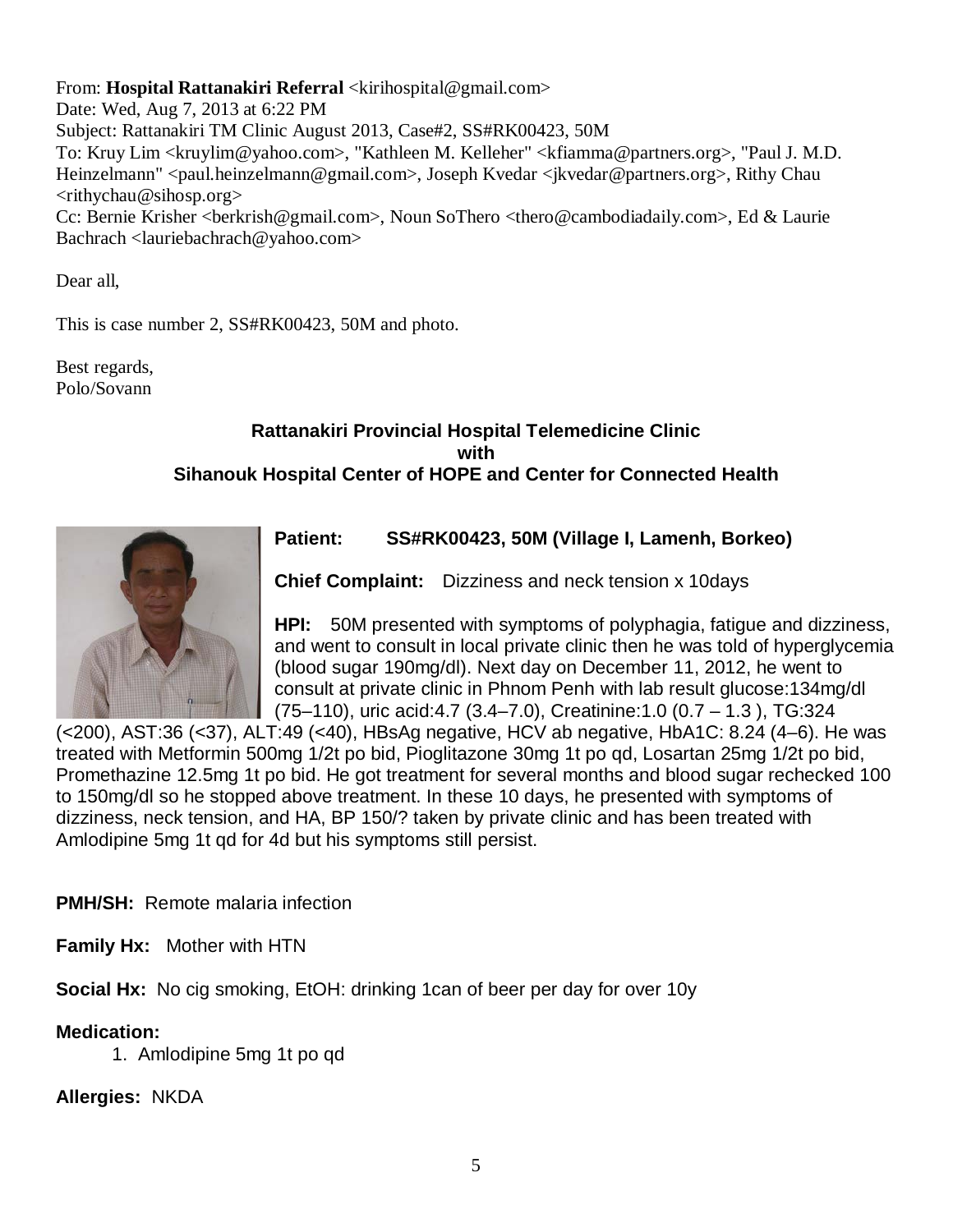From: **Hospital Rattanakiri Referral** <kirihospital@gmail.com>
Date: Wed, Aug 7, 2013 at 6:22 PM
Subject: Rattanakiri TM Clinic August 2013, Case#2, SS#RK00423, 50M
To: Kruy Lim <kruylim@yahoo.com>, "Kathleen M. Kelleher" <kfiamma@partners.org>, "Paul J. M.D. Heinzelmann" <paul.heinzelmann@gmail.com>, Joseph Kvedar <jkvedar@partners.org>, Rithy Chau <rithychau@sihosp.org>
Cc: Bernie Krisher <berkrish@gmail.com>, Noun SoThero <thero@cambodiadaily.com>, Ed & Laurie Bachrach <lauriebachrach@yahoo.com>

Dear all,

This is case number 2, SS#RK00423, 50M and photo.

Best regards,
Polo/Sovann

**Rattanakiri Provincial Hospital Telemedicine Clinic**
**with**
**Sihanouk Hospital Center of HOPE and Center for Connected Health**

**Patient:** **SS#RK00423, 50M (Village I, Lamenh, Borkeo)**

**Chief Complaint:** Dizziness and neck tension x 10days

**HPI:** 50M presented with symptoms of polyphagia, fatigue and dizziness, and went to consult in local private clinic then he was told of hyperglycemia (blood sugar 190mg/dl). Next day on December 11, 2012, he went to consult at private clinic in Phnom Penh with lab result glucose:134mg/dl (75–110), uric acid:4.7 (3.4–7.0), Creatinine:1.0 (0.7 – 1.3 ), TG:324 (<200), AST:36 (<37), ALT:49 (<40), HBsAg negative, HCV ab negative, HbA1C: 8.24 (4–6). He was treated with Metformin 500mg 1/2t po bid, Pioglitazone 30mg 1t po qd, Losartan 25mg 1/2t po bid, Promethazine 12.5mg 1t po bid. He got treatment for several months and blood sugar rechecked 100 to 150mg/dl so he stopped above treatment. In these 10 days, he presented with symptoms of dizziness, neck tension, and HA, BP 150/? taken by private clinic and has been treated with Amlodipine 5mg 1t qd for 4d but his symptoms still persist.

**PMH/SH:** Remote malaria infection

**Family Hx:** Mother with HTN

**Social Hx:** No cig smoking, EtOH: drinking 1can of beer per day for over 10y

**Medication:**

1. Amlodipine 5mg 1t po qd

**Allergies:** NKDA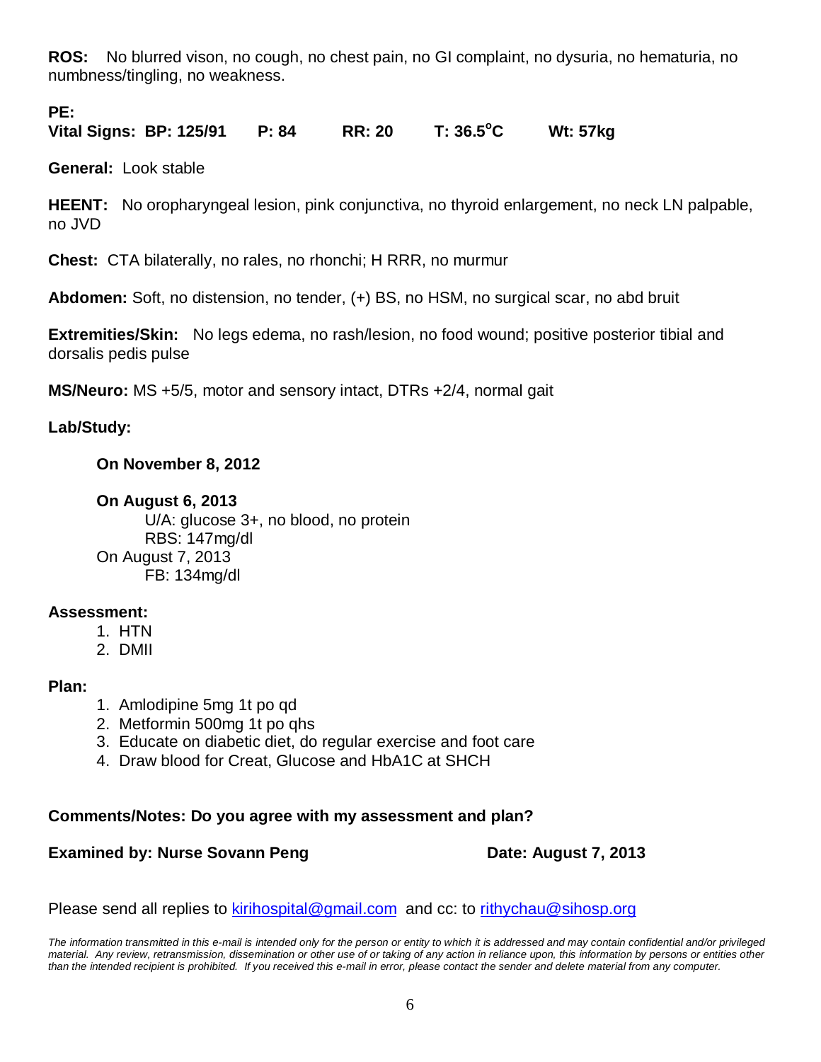**ROS:** No blurred vison, no cough, no chest pain, no GI complaint, no dysuria, no hematuria, no numbness/tingling, no weakness.

**PE:**

**Vital Signs: BP: 125/91 P: 84 RR: 20 T: 36.5°C Wt: 57kg**

**General:** Look stable

**HEENT:** No oropharyngeal lesion, pink conjunctiva, no thyroid enlargement, no neck LN palpable, no JVD

**Chest:** CTA bilaterally, no rales, no rhonchi; H RRR, no murmur

**Abdomen:** Soft, no distension, no tender, (+) BS, no HSM, no surgical scar, no abd bruit

**Extremities/Skin:** No legs edema, no rash/lesion, no food wound; positive posterior tibial and dorsalis pedis pulse

**MS/Neuro:** MS +5/5, motor and sensory intact, DTRs +2/4, normal gait

**Lab/Study:**

**On November 8, 2012**

**On August 6, 2013**

U/A: glucose 3+, no blood, no protein

RBS: 147mg/dl

On August 7, 2013

FB: 134mg/dl

**Assessment:**

1. HTN
2. DMII

**Plan:**

1. Amlodipine 5mg 1t po qd
2. Metformin 500mg 1t po qhs
3. Educate on diabetic diet, do regular exercise and foot care
4. Draw blood for Creat, Glucose and HbA1C at SHCH

**Comments/Notes: Do you agree with my assessment and plan?**

**Examined by: Nurse Sovann Peng** **Date: August 7, 2013**

Please send all replies to kirihospital@gmail.com and cc: to rithychau@sihosp.org

*The information transmitted in this e-mail is intended only for the person or entity to which it is addressed and may contain confidential and/or privileged material. Any review, retransmission, dissemination or other use of or taking of any action in reliance upon, this information by persons or entities other than the intended recipient is prohibited. If you received this e-mail in error, please contact the sender and delete material from any computer.*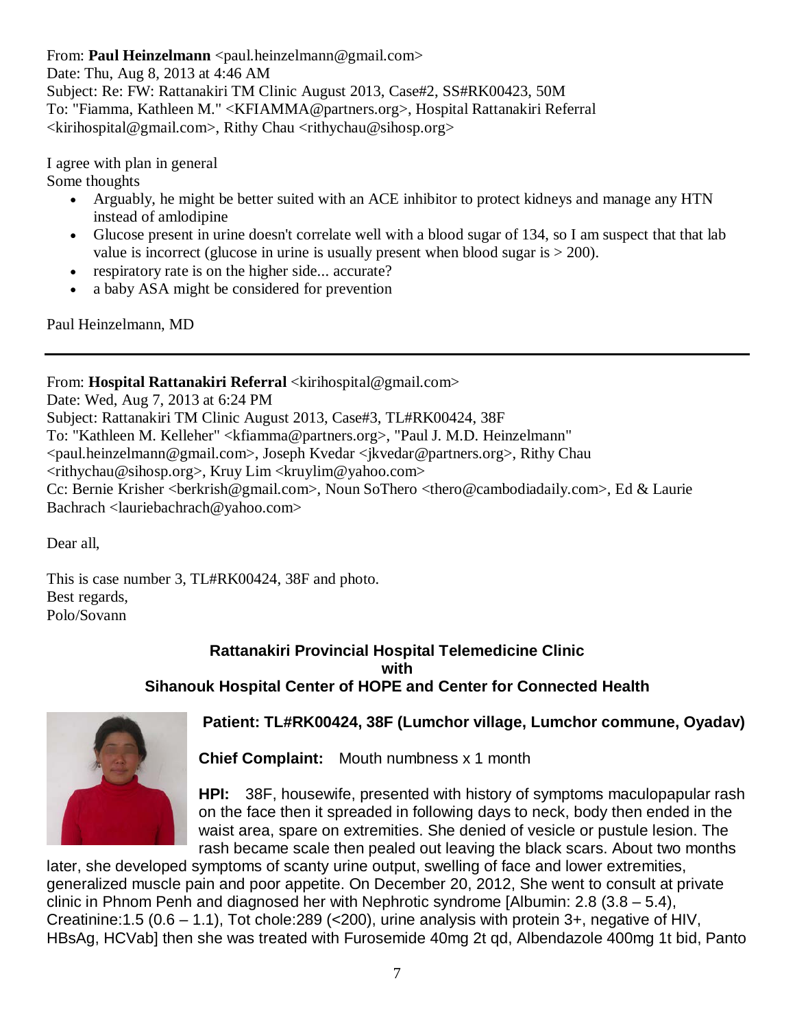From: **Paul Heinzelmann** <paul.heinzelmann@gmail.com>
Date: Thu, Aug 8, 2013 at 4:46 AM
Subject: Re: FW: Rattanakiri TM Clinic August 2013, Case#2, SS#RK00423, 50M
To: "Fiamma, Kathleen M." <KFIAMMA@partners.org>, Hospital Rattanakiri Referral <kirihospital@gmail.com>, Rithy Chau <rithychau@sihosp.org>

I agree with plan in general
Some thoughts

- Arguably, he might be better suited with an ACE inhibitor to protect kidneys and manage any HTN instead of amlodipine
- Glucose present in urine doesn't correlate well with a blood sugar of 134, so I am suspect that that lab value is incorrect (glucose in urine is usually present when blood sugar is > 200).
- respiratory rate is on the higher side... accurate?
- a baby ASA might be considered for prevention

Paul Heinzelmann, MD

---

From: **Hospital Rattanakiri Referral** <kirihospital@gmail.com>
Date: Wed, Aug 7, 2013 at 6:24 PM
Subject: Rattanakiri TM Clinic August 2013, Case#3, TL#RK00424, 38F
To: "Kathleen M. Kelleher" <kfiamma@partners.org>, "Paul J. M.D. Heinzelmann" <paul.heinzelmann@gmail.com>, Joseph Kvedar <jkvedar@partners.org>, Rithy Chau <rithychau@sihosp.org>, Kruy Lim <kruylim@yahoo.com>
Cc: Bernie Krisher <berkrish@gmail.com>, Noun SoThero <thero@cambodiadaily.com>, Ed & Laurie Bachrach <lauriebachrach@yahoo.com>

Dear all,

This is case number 3, TL#RK00424, 38F and photo.
Best regards,
Polo/Sovann

**Rattanakiri Provincial Hospital Telemedicine Clinic**
**with**
**Sihanouk Hospital Center of HOPE and Center for Connected Health**

**Patient: TL#RK00424, 38F (Lumchor village, Lumchor commune, Oyadav)**

**Chief Complaint:** Mouth numbness x 1 month

**HPI:** 38F, housewife, presented with history of symptoms maculopapular rash on the face then it spreaded in following days to neck, body then ended in the waist area, spare on extremities. She denied of vesicle or pustule lesion. The rash became scale then pealed out leaving the black scars. About two months later, she developed symptoms of scanty urine output, swelling of face and lower extremities, generalized muscle pain and poor appetite. On December 20, 2012, She went to consult at private clinic in Phnom Penh and diagnosed her with Nephrotic syndrome [Albumin: 2.8 (3.8 – 5.4), Creatinine:1.5 (0.6 – 1.1), Tot chole:289 (<200), urine analysis with protein 3+, negative of HIV, HBsAg, HCVab] then she was treated with Furosemide 40mg 2t qd, Albendazole 400mg 1t bid, Panto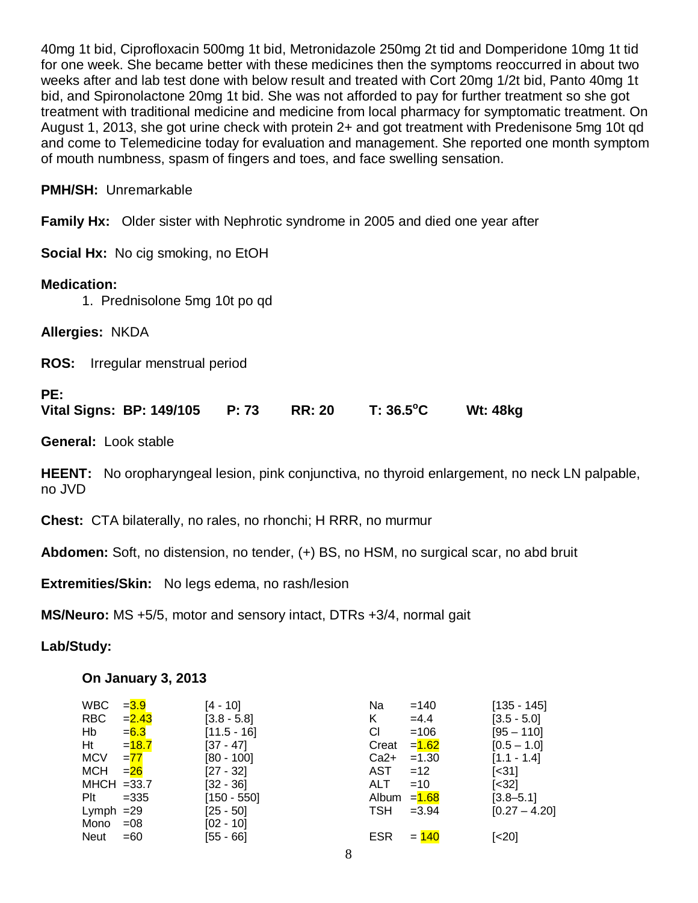40mg 1t bid, Ciprofloxacin 500mg 1t bid, Metronidazole 250mg 2t tid and Domperidone 10mg 1t tid for one week. She became better with these medicines then the symptoms reoccurred in about two weeks after and lab test done with below result and treated with Cort 20mg 1/2t bid, Panto 40mg 1t bid, and Spironolactone 20mg 1t bid. She was not afforded to pay for further treatment so she got treatment with traditional medicine and medicine from local pharmacy for symptomatic treatment. On August 1, 2013, she got urine check with protein 2+ and got treatment with Predenisone 5mg 10t qd and come to Telemedicine today for evaluation and management. She reported one month symptom of mouth numbness, spasm of fingers and toes, and face swelling sensation.

**PMH/SH:** Unremarkable

**Family Hx:** Older sister with Nephrotic syndrome in 2005 and died one year after

**Social Hx:** No cig smoking, no EtOH

**Medication:**

1. Prednisolone 5mg 10t po qd

**Allergies:** NKDA

**ROS:** Irregular menstrual period

**PE:**

**Vital Signs: BP: 149/105 P: 73 RR: 20 T: 36.5°C Wt: 48kg**

**General:** Look stable

**HEENT:** No oropharyngeal lesion, pink conjunctiva, no thyroid enlargement, no neck LN palpable, no JVD

**Chest:** CTA bilaterally, no rales, no rhonchi; H RRR, no murmur

**Abdomen:** Soft, no distension, no tender, (+) BS, no HSM, no surgical scar, no abd bruit

**Extremities/Skin:** No legs edema, no rash/lesion

**MS/Neuro:** MS +5/5, motor and sensory intact, DTRs +3/4, normal gait

**Lab/Study:**

**On January 3, 2013**

| Test | Result | Range | Test | Result | Range |
|---|---|---|---|---|---|
| WBC | =3.9 | [4 - 10] | Na | =140 | [135 - 145] |
| RBC | =2.43 | [3.8 - 5.8] | K | =4.4 | [3.5 - 5.0] |
| Hb | =6.3 | [11.5 - 16] | Cl | =106 | [95 – 110] |
| Ht | =18.7 | [37 - 47] | Creat | =1.62 | [0.5 – 1.0] |
| MCV | =77 | [80 - 100] | Ca2+ | =1.30 | [1.1 - 1.4] |
| MCH | =26 | [27 - 32] | AST | =12 | [<31] |
| MHCH | =33.7 | [32 - 36] | ALT | =10 | [<32] |
| Plt | =335 | [150 - 550] | Album | =1.68 | [3.8–5.1] |
| Lymph | =29 | [25 - 50] | TSH | =3.94 | [0.27 – 4.20] |
| Mono | =08 | [02 - 10] | | | |
| Neut | =60 | [55 - 66] | ESR | = 140 | [<20] |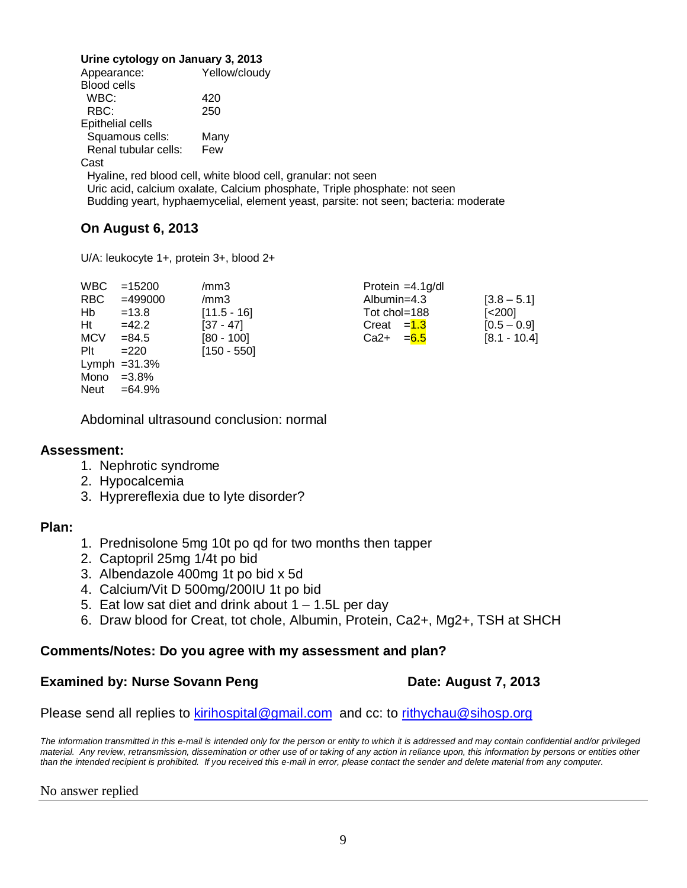**Urine cytology on January 3, 2013**

| | |
|---|---|
| Appearance: | Yellow/cloudy |
| Blood cells | |
| WBC: | 420 |
| RBC: | 250 |
| Epithelial cells | |
| Squamous cells: | Many |
| Renal tubular cells: | Few |

Cast

Hyaline, red blood cell, white blood cell, granular: not seen

Uric acid, calcium oxalate, Calcium phosphate, Triple phosphate: not seen

Budding yeart, hyphaemycelial, element yeast, parsite: not seen; bacteria: moderate

## On August 6, 2013

U/A: leukocyte 1+, protein 3+, blood 2+

| | | | | |
|---|---|---|---|---|
| WBC =15200 | /mm3 | | Protein =4.1g/dl | |
| RBC =499000 | /mm3 | | Albumin=4.3 | [3.8 – 5.1] |
| Hb =13.8 | [11.5 - 16] | | Tot chol=188 | [<200] |
| Ht =42.2 | [37 - 47] | | Creat =1.3 | [0.5 – 0.9] |
| MCV =84.5 | [80 - 100] | | Ca2+ =6.5 | [8.1 - 10.4] |
| Plt =220 | [150 - 550] | | | |
| Lymph =31.3% | | | | |
| Mono =3.8% | | | | |
| Neut =64.9% | | | | |

Abdominal ultrasound conclusion: normal

### Assessment:

1. Nephrotic syndrome
2. Hypocalcemia
3. Hyprereflexia due to lyte disorder?

### Plan:

1. Prednisolone 5mg 10t po qd for two months then tapper
2. Captopril 25mg 1/4t po bid
3. Albendazole 400mg 1t po bid x 5d
4. Calcium/Vit D 500mg/200IU 1t po bid
5. Eat low sat diet and drink about 1 – 1.5L per day
6. Draw blood for Creat, tot chole, Albumin, Protein, Ca2+, Mg2+, TSH at SHCH

**Comments/Notes: Do you agree with my assessment and plan?**

**Examined by: Nurse Sovann Peng** **Date: August 7, 2013**

Please send all replies to kirihospital@gmail.com and cc: to rithychau@sihosp.org

*The information transmitted in this e-mail is intended only for the person or entity to which it is addressed and may contain confidential and/or privileged material. Any review, retransmission, dissemination or other use of or taking of any action in reliance upon, this information by persons or entities other than the intended recipient is prohibited. If you received this e-mail in error, please contact the sender and delete material from any computer.*

No answer replied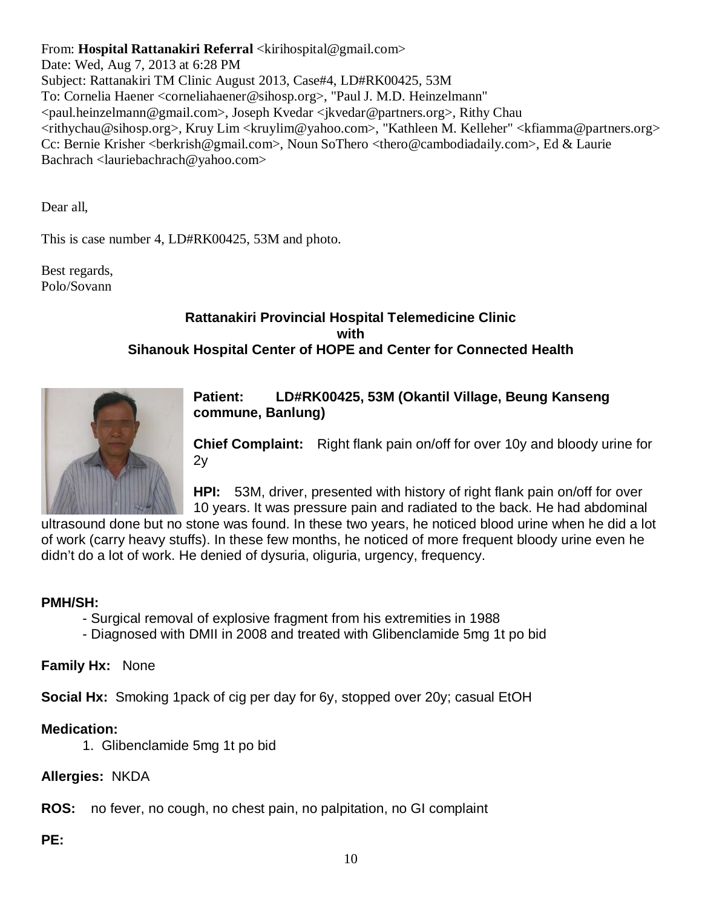From: **Hospital Rattanakiri Referral** <kirihospital@gmail.com>
Date: Wed, Aug 7, 2013 at 6:28 PM
Subject: Rattanakiri TM Clinic August 2013, Case#4, LD#RK00425, 53M
To: Cornelia Haener <corneliahaener@sihosp.org>, "Paul J. M.D. Heinzelmann" <paul.heinzelmann@gmail.com>, Joseph Kvedar <jkvedar@partners.org>, Rithy Chau <rithychau@sihosp.org>, Kruy Lim <kruylim@yahoo.com>, "Kathleen M. Kelleher" <kfiamma@partners.org>
Cc: Bernie Krisher <berkrish@gmail.com>, Noun SoThero <thero@cambodiadaily.com>, Ed & Laurie Bachrach <lauriebachrach@yahoo.com>

Dear all,

This is case number 4, LD#RK00425, 53M and photo.

Best regards,
Polo/Sovann

**Rattanakiri Provincial Hospital Telemedicine Clinic**
**with**
**Sihanouk Hospital Center of HOPE and Center for Connected Health**

**Patient: LD#RK00425, 53M (Okantil Village, Beung Kanseng commune, Banlung)**

**Chief Complaint:** Right flank pain on/off for over 10y and bloody urine for 2y

**HPI:** 53M, driver, presented with history of right flank pain on/off for over 10 years. It was pressure pain and radiated to the back. He had abdominal ultrasound done but no stone was found. In these two years, he noticed blood urine when he did a lot of work (carry heavy stuffs). In these few months, he noticed of more frequent bloody urine even he didn't do a lot of work. He denied of dysuria, oliguria, urgency, frequency.

**PMH/SH:**

- Surgical removal of explosive fragment from his extremities in 1988
- Diagnosed with DMII in 2008 and treated with Glibenclamide 5mg 1t po bid

**Family Hx:** None

**Social Hx:** Smoking 1pack of cig per day for 6y, stopped over 20y; casual EtOH

**Medication:**

1. Glibenclamide 5mg 1t po bid

**Allergies:** NKDA

**ROS:** no fever, no cough, no chest pain, no palpitation, no GI complaint

**PE:**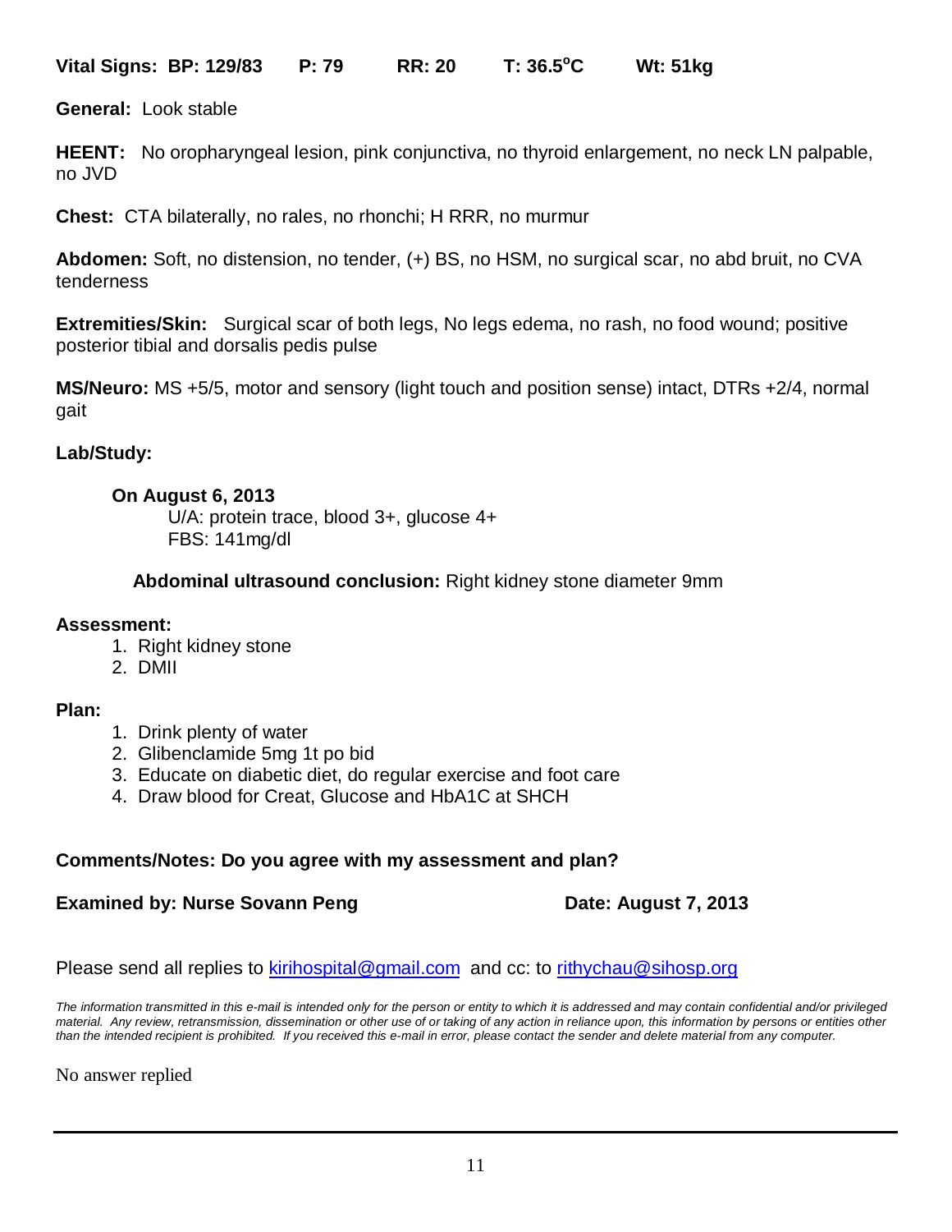**Vital Signs: BP: 129/83 P: 79 RR: 20 T: 36.5°C Wt: 51kg**

**General:** Look stable

**HEENT:** No oropharyngeal lesion, pink conjunctiva, no thyroid enlargement, no neck LN palpable, no JVD

**Chest:** CTA bilaterally, no rales, no rhonchi; H RRR, no murmur

**Abdomen:** Soft, no distension, no tender, (+) BS, no HSM, no surgical scar, no abd bruit, no CVA tenderness

**Extremities/Skin:** Surgical scar of both legs, No legs edema, no rash, no food wound; positive posterior tibial and dorsalis pedis pulse

**MS/Neuro:** MS +5/5, motor and sensory (light touch and position sense) intact, DTRs +2/4, normal gait

**Lab/Study:**

**On August 6, 2013**

U/A: protein trace, blood 3+, glucose 4+
FBS: 141mg/dl

**Abdominal ultrasound conclusion:** Right kidney stone diameter 9mm

**Assessment:**

1. Right kidney stone
2. DMII

**Plan:**

1. Drink plenty of water
2. Glibenclamide 5mg 1t po bid
3. Educate on diabetic diet, do regular exercise and foot care
4. Draw blood for Creat, Glucose and HbA1C at SHCH

**Comments/Notes: Do you agree with my assessment and plan?**

**Examined by: Nurse Sovann Peng** **Date: August 7, 2013**

Please send all replies to kirihospital@gmail.com and cc: to rithychau@sihosp.org

*The information transmitted in this e-mail is intended only for the person or entity to which it is addressed and may contain confidential and/or privileged material. Any review, retransmission, dissemination or other use of or taking of any action in reliance upon, this information by persons or entities other than the intended recipient is prohibited. If you received this e-mail in error, please contact the sender and delete material from any computer.*

No answer replied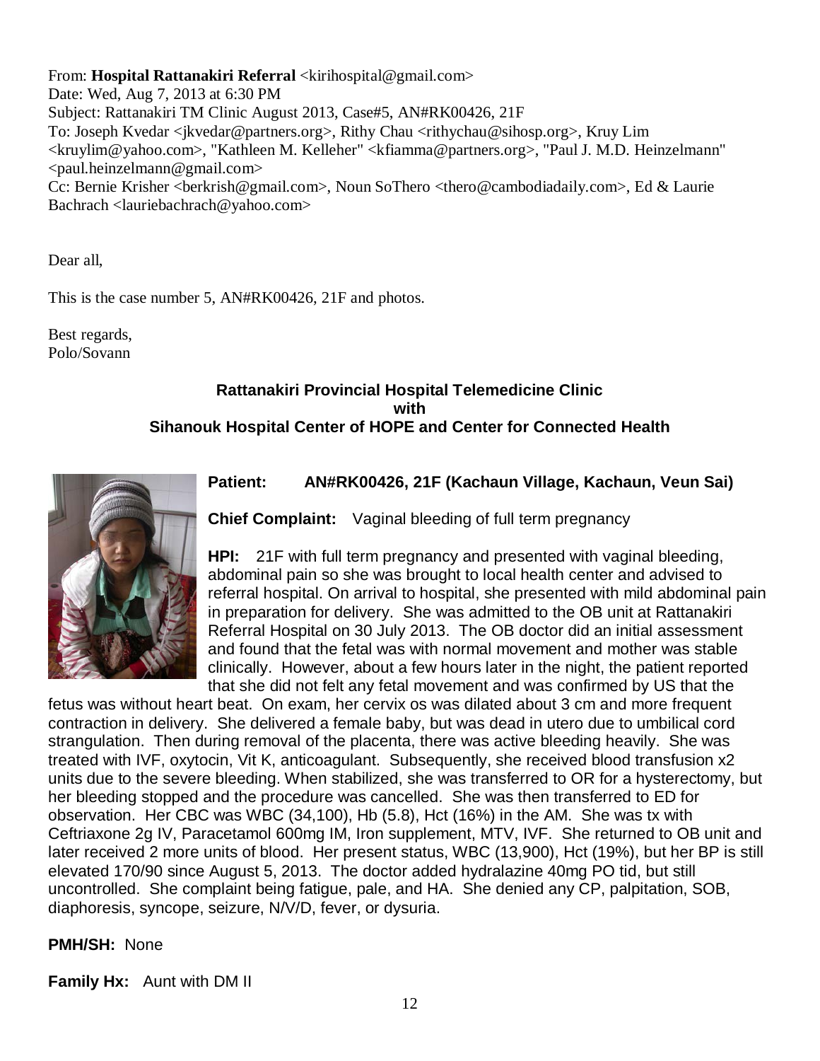From: **Hospital Rattanakiri Referral** <kirihospital@gmail.com>
Date: Wed, Aug 7, 2013 at 6:30 PM
Subject: Rattanakiri TM Clinic August 2013, Case#5, AN#RK00426, 21F
To: Joseph Kvedar <jkvedar@partners.org>, Rithy Chau <rithychau@sihosp.org>, Kruy Lim <kruylim@yahoo.com>, "Kathleen M. Kelleher" <kfiamma@partners.org>, "Paul J. M.D. Heinzelmann" <paul.heinzelmann@gmail.com>
Cc: Bernie Krisher <berkrish@gmail.com>, Noun SoThero <thero@cambodiadaily.com>, Ed & Laurie Bachrach <lauriebachrach@yahoo.com>

Dear all,

This is the case number 5, AN#RK00426, 21F and photos.

Best regards,
Polo/Sovann

**Rattanakiri Provincial Hospital Telemedicine Clinic**
**with**
**Sihanouk Hospital Center of HOPE and Center for Connected Health**

**Patient: AN#RK00426, 21F (Kachaun Village, Kachaun, Veun Sai)**

**Chief Complaint:** Vaginal bleeding of full term pregnancy

**HPI:** 21F with full term pregnancy and presented with vaginal bleeding, abdominal pain so she was brought to local health center and advised to referral hospital. On arrival to hospital, she presented with mild abdominal pain in preparation for delivery. She was admitted to the OB unit at Rattanakiri Referral Hospital on 30 July 2013. The OB doctor did an initial assessment and found that the fetal was with normal movement and mother was stable clinically. However, about a few hours later in the night, the patient reported that she did not felt any fetal movement and was confirmed by US that the fetus was without heart beat. On exam, her cervix os was dilated about 3 cm and more frequent contraction in delivery. She delivered a female baby, but was dead in utero due to umbilical cord strangulation. Then during removal of the placenta, there was active bleeding heavily. She was treated with IVF, oxytocin, Vit K, anticoagulant. Subsequently, she received blood transfusion x2 units due to the severe bleeding. When stabilized, she was transferred to OR for a hysterectomy, but her bleeding stopped and the procedure was cancelled. She was then transferred to ED for observation. Her CBC was WBC (34,100), Hb (5.8), Hct (16%) in the AM. She was tx with Ceftriaxone 2g IV, Paracetamol 600mg IM, Iron supplement, MTV, IVF. She returned to OB unit and later received 2 more units of blood. Her present status, WBC (13,900), Hct (19%), but her BP is still elevated 170/90 since August 5, 2013. The doctor added hydralazine 40mg PO tid, but still uncontrolled. She complaint being fatigue, pale, and HA. She denied any CP, palpitation, SOB, diaphoresis, syncope, seizure, N/V/D, fever, or dysuria.

**PMH/SH:** None

**Family Hx:** Aunt with DM II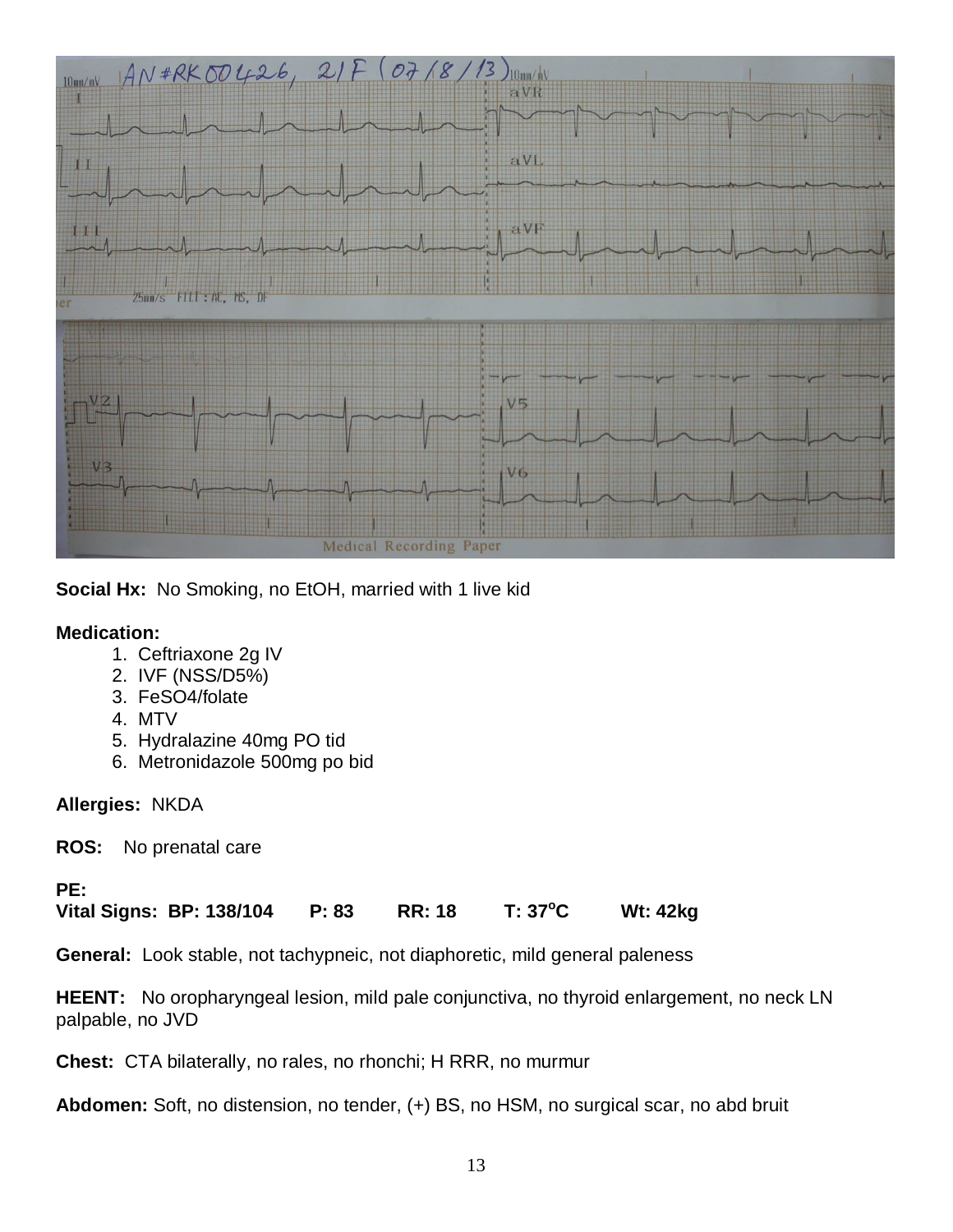**Social Hx:** No Smoking, no EtOH, married with 1 live kid

**Medication:**

1. Ceftriaxone 2g IV
2. IVF (NSS/D5%)
3. FeSO4/folate
4. MTV
5. Hydralazine 40mg PO tid
6. Metronidazole 500mg po bid

**Allergies:** NKDA

**ROS:** No prenatal care

**PE:**

**Vital Signs: BP: 138/104 P: 83 RR: 18 T: 37°C Wt: 42kg**

**General:** Look stable, not tachypneic, not diaphoretic, mild general paleness

**HEENT:** No oropharyngeal lesion, mild pale conjunctiva, no thyroid enlargement, no neck LN palpable, no JVD

**Chest:** CTA bilaterally, no rales, no rhonchi; H RRR, no murmur

**Abdomen:** Soft, no distension, no tender, (+) BS, no HSM, no surgical scar, no abd bruit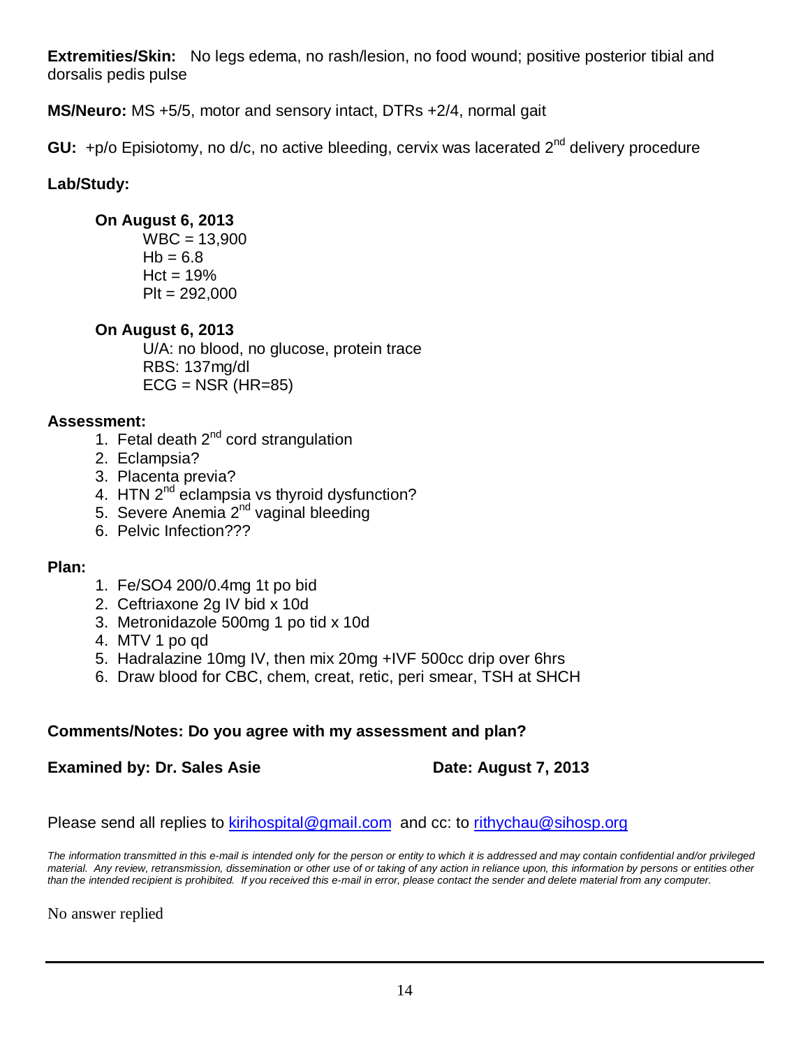**Extremities/Skin:** No legs edema, no rash/lesion, no food wound; positive posterior tibial and dorsalis pedis pulse

**MS/Neuro:** MS +5/5, motor and sensory intact, DTRs +2/4, normal gait

**GU:** +p/o Episiotomy, no d/c, no active bleeding, cervix was lacerated 2nd delivery procedure

**Lab/Study:**

**On August 6, 2013**

WBC = 13,900
Hb = 6.8
Hct = 19%
Plt = 292,000

**On August 6, 2013**

U/A: no blood, no glucose, protein trace
RBS: 137mg/dl
ECG = NSR (HR=85)

**Assessment:**

1. Fetal death 2nd cord strangulation
2. Eclampsia?
3. Placenta previa?
4. HTN 2nd eclampsia vs thyroid dysfunction?
5. Severe Anemia 2nd vaginal bleeding
6. Pelvic Infection???

**Plan:**

1. Fe/SO4 200/0.4mg 1t po bid
2. Ceftriaxone 2g IV bid x 10d
3. Metronidazole 500mg 1 po tid x 10d
4. MTV 1 po qd
5. Hadralazine 10mg IV, then mix 20mg +IVF 500cc drip over 6hrs
6. Draw blood for CBC, chem, creat, retic, peri smear, TSH at SHCH

**Comments/Notes: Do you agree with my assessment and plan?**

**Examined by: Dr. Sales Asie** **Date: August 7, 2013**

Please send all replies to kirihospital@gmail.com and cc: to rithychau@sihosp.org

*The information transmitted in this e-mail is intended only for the person or entity to which it is addressed and may contain confidential and/or privileged material. Any review, retransmission, dissemination or other use of or taking of any action in reliance upon, this information by persons or entities other than the intended recipient is prohibited. If you received this e-mail in error, please contact the sender and delete material from any computer.*

No answer replied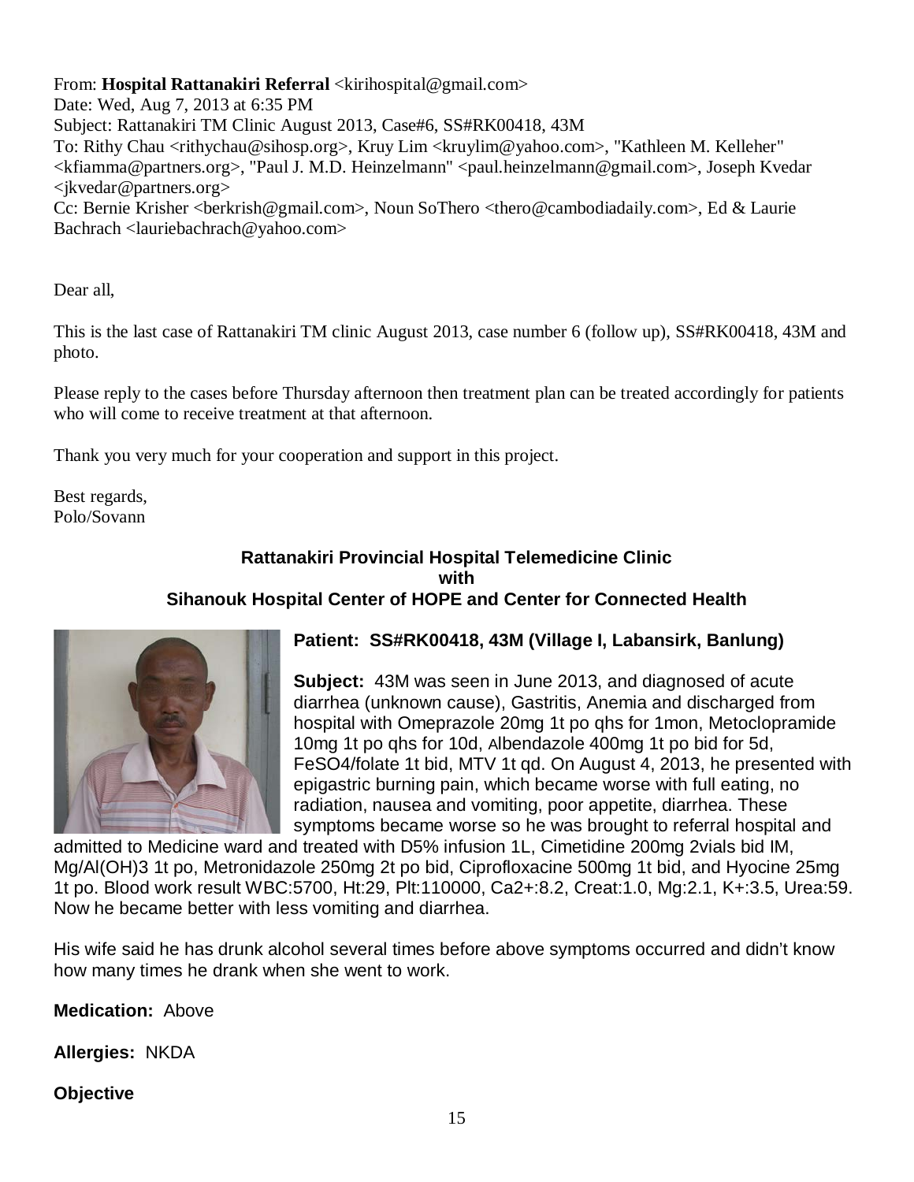From: **Hospital Rattanakiri Referral** <kirihospital@gmail.com>
Date: Wed, Aug 7, 2013 at 6:35 PM
Subject: Rattanakiri TM Clinic August 2013, Case#6, SS#RK00418, 43M
To: Rithy Chau <rithychau@sihosp.org>, Kruy Lim <kruylim@yahoo.com>, "Kathleen M. Kelleher" <kfiamma@partners.org>, "Paul J. M.D. Heinzelmann" <paul.heinzelmann@gmail.com>, Joseph Kvedar <jkvedar@partners.org>
Cc: Bernie Krisher <berkrish@gmail.com>, Noun SoThero <thero@cambodiadaily.com>, Ed & Laurie Bachrach <lauriebachrach@yahoo.com>

Dear all,

This is the last case of Rattanakiri TM clinic August 2013, case number 6 (follow up), SS#RK00418, 43M and photo.

Please reply to the cases before Thursday afternoon then treatment plan can be treated accordingly for patients who will come to receive treatment at that afternoon.

Thank you very much for your cooperation and support in this project.

Best regards,
Polo/Sovann

**Rattanakiri Provincial Hospital Telemedicine Clinic**
**with**
**Sihanouk Hospital Center of HOPE and Center for Connected Health**

**Patient: SS#RK00418, 43M (Village I, Labansirk, Banlung)**

**Subject:** 43M was seen in June 2013, and diagnosed of acute diarrhea (unknown cause), Gastritis, Anemia and discharged from hospital with Omeprazole 20mg 1t po qhs for 1mon, Metoclopramide 10mg 1t po qhs for 10d, Albendazole 400mg 1t po bid for 5d, FeSO4/folate 1t bid, MTV 1t qd. On August 4, 2013, he presented with epigastric burning pain, which became worse with full eating, no radiation, nausea and vomiting, poor appetite, diarrhea. These symptoms became worse so he was brought to referral hospital and admitted to Medicine ward and treated with D5% infusion 1L, Cimetidine 200mg 2vials bid IM, Mg/Al(OH)3 1t po, Metronidazole 250mg 2t po bid, Ciprofloxacine 500mg 1t bid, and Hyocine 25mg 1t po. Blood work result WBC:5700, Ht:29, Plt:110000, Ca2+:8.2, Creat:1.0, Mg:2.1, K+:3.5, Urea:59. Now he became better with less vomiting and diarrhea.

His wife said he has drunk alcohol several times before above symptoms occurred and didn't know how many times he drank when she went to work.

**Medication:** Above

**Allergies:** NKDA

**Objective**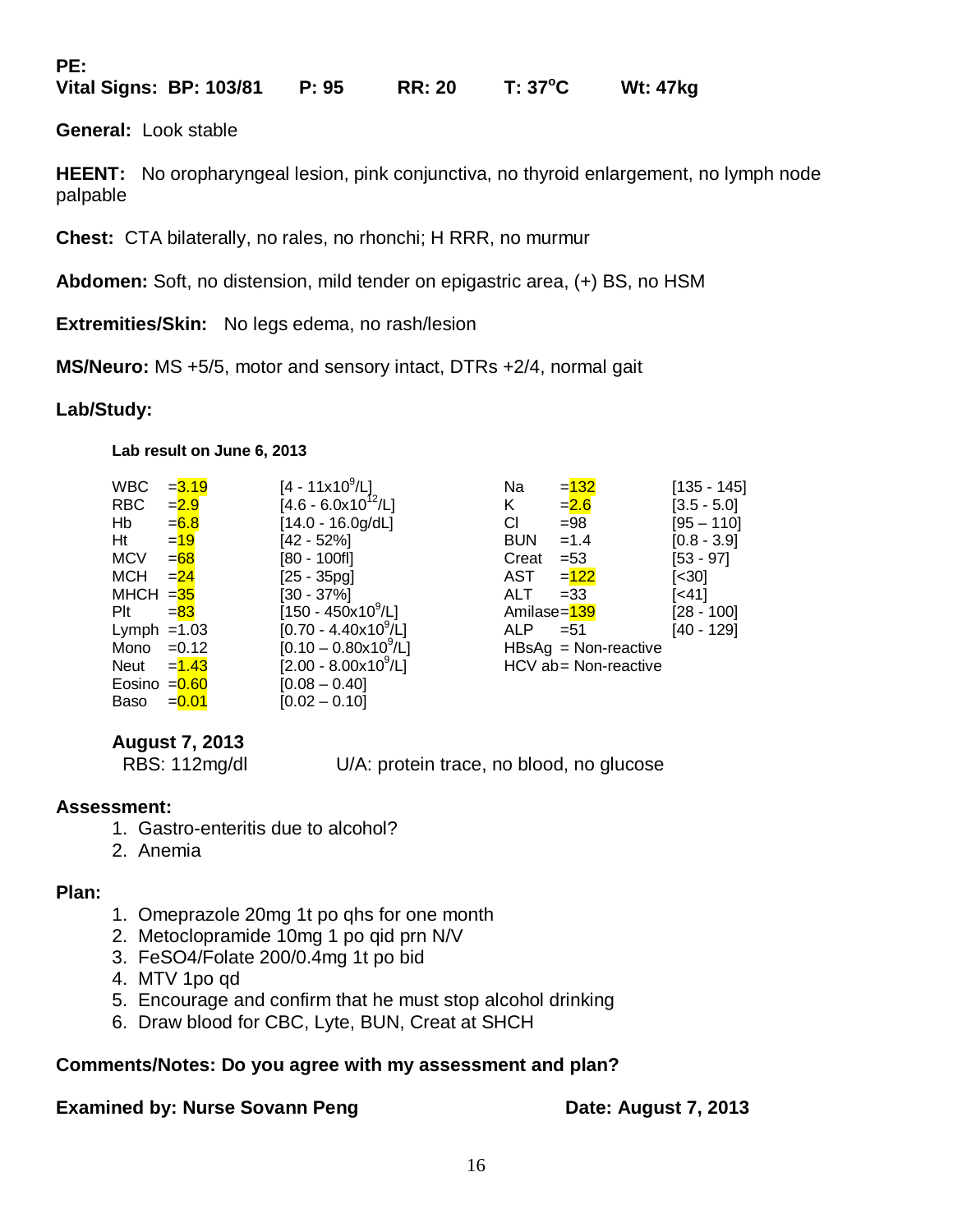**PE:**

**Vital Signs: BP: 103/81 P: 95 RR: 20 T: 37°C Wt: 47kg**

**General:** Look stable

**HEENT:** No oropharyngeal lesion, pink conjunctiva, no thyroid enlargement, no lymph node palpable

**Chest:** CTA bilaterally, no rales, no rhonchi; H RRR, no murmur

**Abdomen:** Soft, no distension, mild tender on epigastric area, (+) BS, no HSM

**Extremities/Skin:** No legs edema, no rash/lesion

**MS/Neuro:** MS +5/5, motor and sensory intact, DTRs +2/4, normal gait

**Lab/Study:**

**Lab result on June 6, 2013**

| Test | Result | Reference | Test | Result | Reference |
|---|---|---|---|---|---|
| WBC | =3.19 | [4 - 11x10$^9$/L] | Na | =132 | [135 - 145] |
| RBC | =2.9 | [4.6 - 6.0x10$^{12}$/L] | K | =2.6 | [3.5 - 5.0] |
| Hb | =6.8 | [14.0 - 16.0g/dL] | Cl | =98 | [95 – 110] |
| Ht | =19 | [42 - 52%] | BUN | =1.4 | [0.8 - 3.9] |
| MCV | =68 | [80 - 100fl] | Creat | =53 | [53 - 97] |
| MCH | =24 | [25 - 35pg] | AST | =122 | [<30] |
| MHCH | =35 | [30 - 37%] | ALT | =33 | [<41] |
| Plt | =83 | [150 - 450x10$^9$/L] | Amilase | =139 | [28 - 100] |
| Lymph | =1.03 | [0.70 - 4.40x10$^9$/L] | ALP | =51 | [40 - 129] |
| Mono | =0.12 | [0.10 – 0.80x10$^9$/L] | HBsAg | = Non-reactive | |
| Neut | =1.43 | [2.00 - 8.00x10$^9$/L] | HCV ab | = Non-reactive | |
| Eosino | =0.60 | [0.08 – 0.40] | | | |
| Baso | =0.01 | [0.02 – 0.10] | | | |

**August 7, 2013**

RBS: 112mg/dl U/A: protein trace, no blood, no glucose

**Assessment:**

1. Gastro-enteritis due to alcohol?
2. Anemia

**Plan:**

1. Omeprazole 20mg 1t po qhs for one month
2. Metoclopramide 10mg 1 po qid prn N/V
3. FeSO4/Folate 200/0.4mg 1t po bid
4. MTV 1po qd
5. Encourage and confirm that he must stop alcohol drinking
6. Draw blood for CBC, Lyte, BUN, Creat at SHCH

**Comments/Notes: Do you agree with my assessment and plan?**

**Examined by: Nurse Sovann Peng** **Date: August 7, 2013**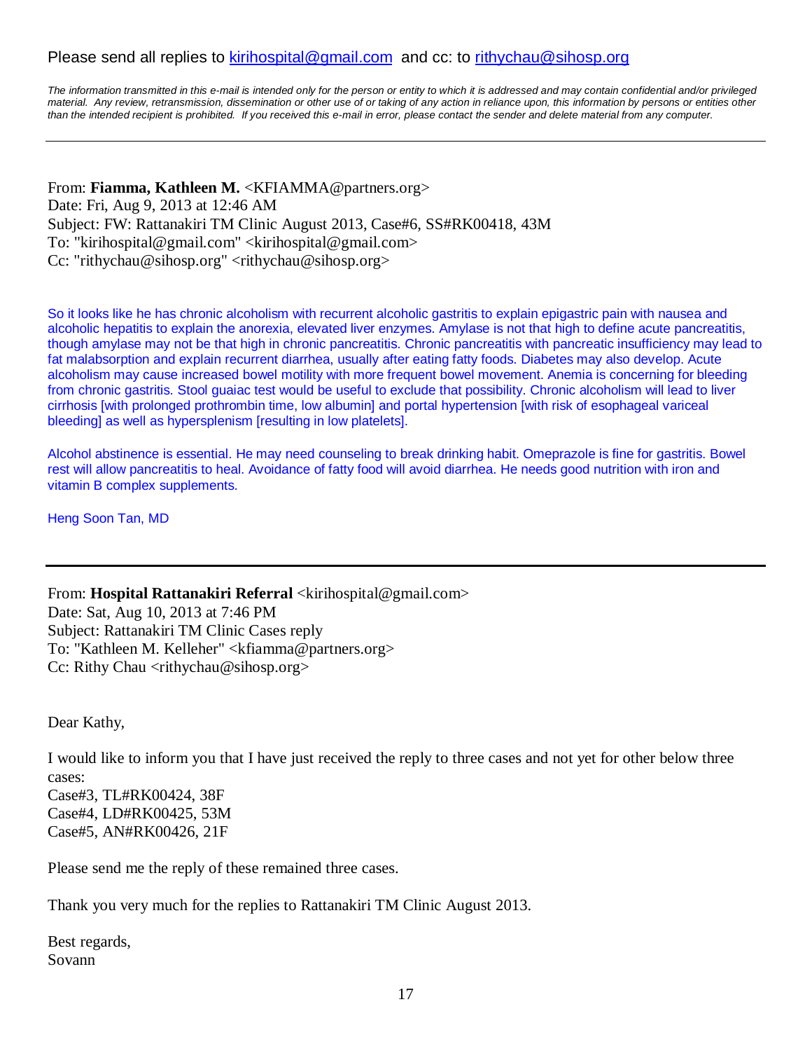Please send all replies to kirihospital@gmail.com and cc: to rithychau@sihosp.org

*The information transmitted in this e-mail is intended only for the person or entity to which it is addressed and may contain confidential and/or privileged material. Any review, retransmission, dissemination or other use of or taking of any action in reliance upon, this information by persons or entities other than the intended recipient is prohibited. If you received this e-mail in error, please contact the sender and delete material from any computer.*

---

From: **Fiamma, Kathleen M.** <KFIAMMA@partners.org>
Date: Fri, Aug 9, 2013 at 12:46 AM
Subject: FW: Rattanakiri TM Clinic August 2013, Case#6, SS#RK00418, 43M
To: "kirihospital@gmail.com" <kirihospital@gmail.com>
Cc: "rithychau@sihosp.org" <rithychau@sihosp.org>

So it looks like he has chronic alcoholism with recurrent alcoholic gastritis to explain epigastric pain with nausea and alcoholic hepatitis to explain the anorexia, elevated liver enzymes. Amylase is not that high to define acute pancreatitis, though amylase may not be that high in chronic pancreatitis. Chronic pancreatitis with pancreatic insufficiency may lead to fat malabsorption and explain recurrent diarrhea, usually after eating fatty foods. Diabetes may also develop. Acute alcoholism may cause increased bowel motility with more frequent bowel movement. Anemia is concerning for bleeding from chronic gastritis. Stool guaiac test would be useful to exclude that possibility. Chronic alcoholism will lead to liver cirrhosis [with prolonged prothrombin time, low albumin] and portal hypertension [with risk of esophageal variceal bleeding] as well as hypersplenism [resulting in low platelets].

Alcohol abstinence is essential. He may need counseling to break drinking habit. Omeprazole is fine for gastritis. Bowel rest will allow pancreatitis to heal. Avoidance of fatty food will avoid diarrhea. He needs good nutrition with iron and vitamin B complex supplements.

Heng Soon Tan, MD

---

From: **Hospital Rattanakiri Referral** <kirihospital@gmail.com>
Date: Sat, Aug 10, 2013 at 7:46 PM
Subject: Rattanakiri TM Clinic Cases reply
To: "Kathleen M. Kelleher" <kfiamma@partners.org>
Cc: Rithy Chau <rithychau@sihosp.org>

Dear Kathy,

I would like to inform you that I have just received the reply to three cases and not yet for other below three cases:
Case#3, TL#RK00424, 38F
Case#4, LD#RK00425, 53M
Case#5, AN#RK00426, 21F

Please send me the reply of these remained three cases.

Thank you very much for the replies to Rattanakiri TM Clinic August 2013.

Best regards,
Sovann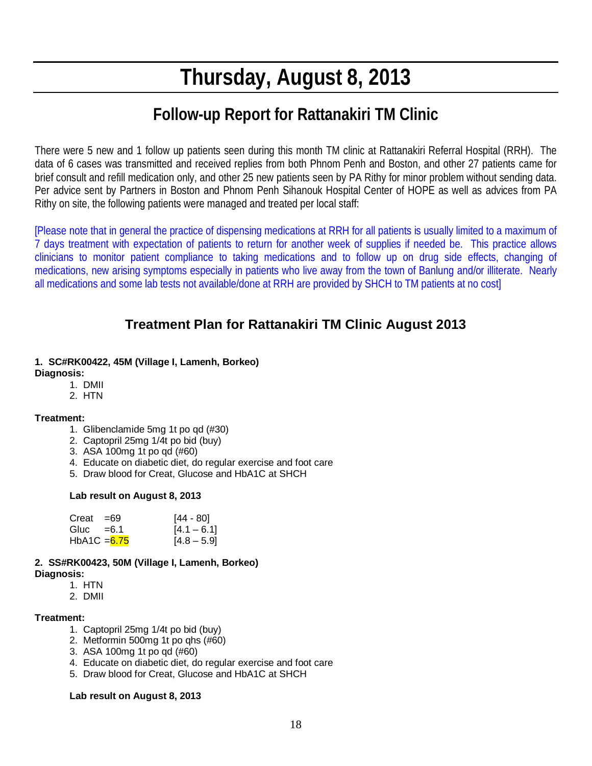# Thursday, August 8, 2013

## Follow-up Report for Rattanakiri TM Clinic

There were 5 new and 1 follow up patients seen during this month TM clinic at Rattanakiri Referral Hospital (RRH). The data of 6 cases was transmitted and received replies from both Phnom Penh and Boston, and other 27 patients came for brief consult and refill medication only, and other 25 new patients seen by PA Rithy for minor problem without sending data. Per advice sent by Partners in Boston and Phnom Penh Sihanouk Hospital Center of HOPE as well as advices from PA Rithy on site, the following patients were managed and treated per local staff:

[Please note that in general the practice of dispensing medications at RRH for all patients is usually limited to a maximum of 7 days treatment with expectation of patients to return for another week of supplies if needed be. This practice allows clinicians to monitor patient compliance to taking medications and to follow up on drug side effects, changing of medications, new arising symptoms especially in patients who live away from the town of Banlung and/or illiterate. Nearly all medications and some lab tests not available/done at RRH are provided by SHCH to TM patients at no cost]

## Treatment Plan for Rattanakiri TM Clinic August 2013

**1. SC#RK00422, 45M (Village I, Lamenh, Borkeo)**

**Diagnosis:**

1. DMII
2. HTN

**Treatment:**

1. Glibenclamide 5mg 1t po qd (#30)
2. Captopril 25mg 1/4t po bid (buy)
3. ASA 100mg 1t po qd (#60)
4. Educate on diabetic diet, do regular exercise and foot care
5. Draw blood for Creat, Glucose and HbA1C at SHCH

**Lab result on August 8, 2013**

| | | |
|---|---|---|
| Creat | =69 | [44 - 80] |
| Gluc | =6.1 | [4.1 – 6.1] |
| HbA1C | =6.75 | [4.8 – 5.9] |

**2. SS#RK00423, 50M (Village I, Lamenh, Borkeo)**

**Diagnosis:**

1. HTN
2. DMII

**Treatment:**

1. Captopril 25mg 1/4t po bid (buy)
2. Metformin 500mg 1t po qhs (#60)
3. ASA 100mg 1t po qd (#60)
4. Educate on diabetic diet, do regular exercise and foot care
5. Draw blood for Creat, Glucose and HbA1C at SHCH

**Lab result on August 8, 2013**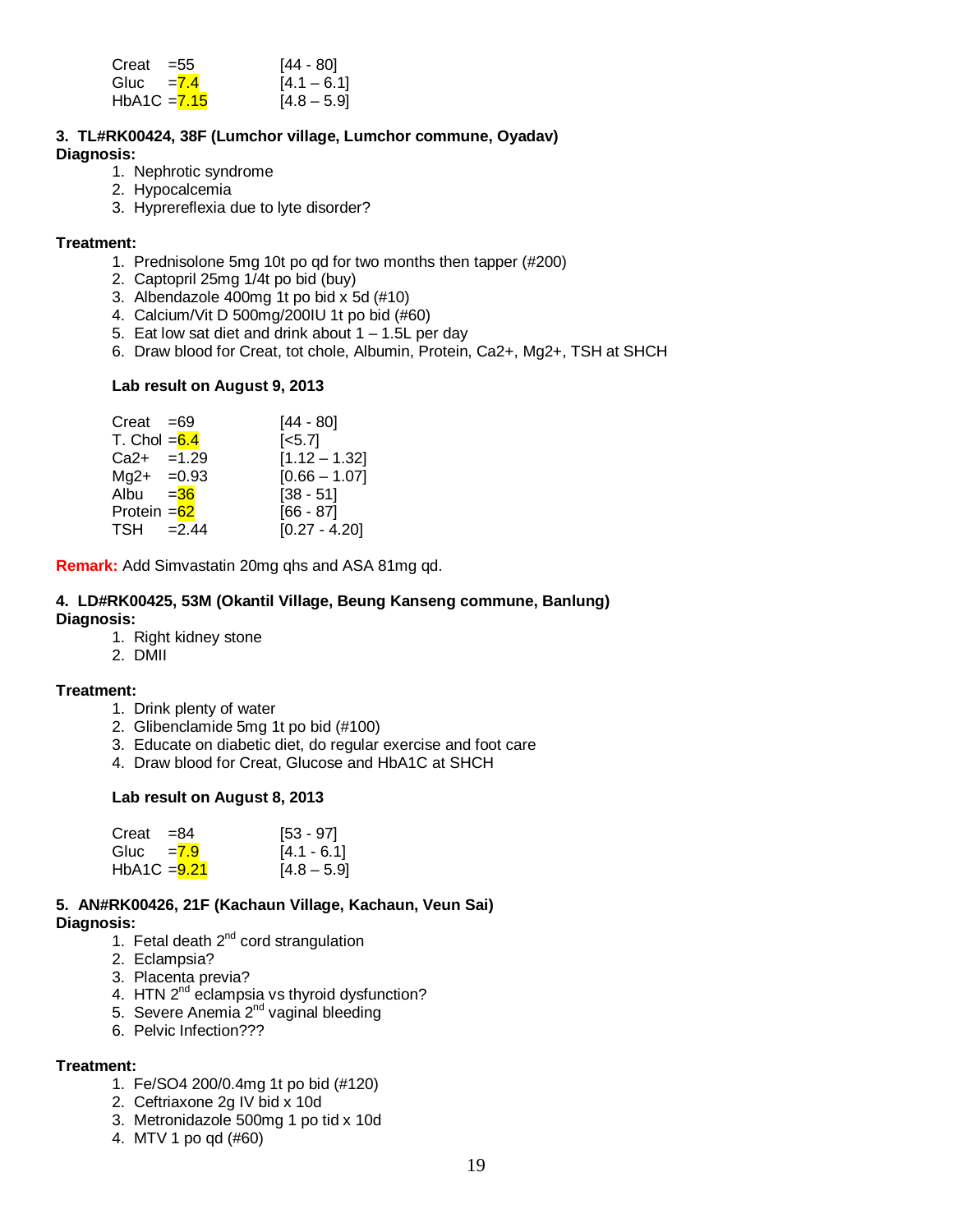| | | |
|---|---|---|
| Creat | =55 | [44 - 80] |
| Gluc | =7.4 | [4.1 – 6.1] |
| HbA1C | =7.15 | [4.8 – 5.9] |

### 3. TL#RK00424, 38F (Lumchor village, Lumchor commune, Oyadav)

**Diagnosis:**

1. Nephrotic syndrome
2. Hypocalcemia
3. Hyprereflexia due to lyte disorder?

**Treatment:**

1. Prednisolone 5mg 10t po qd for two months then tapper (#200)
2. Captopril 25mg 1/4t po bid (buy)
3. Albendazole 400mg 1t po bid x 5d (#10)
4. Calcium/Vit D 500mg/200IU 1t po bid (#60)
5. Eat low sat diet and drink about 1 – 1.5L per day
6. Draw blood for Creat, tot chole, Albumin, Protein, Ca2+, Mg2+, TSH at SHCH

**Lab result on August 9, 2013**

| | | |
|---|---|---|
| Creat | =69 | [44 - 80] |
| T. Chol | =6.4 | [<5.7] |
| Ca2+ | =1.29 | [1.12 – 1.32] |
| Mg2+ | =0.93 | [0.66 – 1.07] |
| Albu | =36 | [38 - 51] |
| Protein | =62 | [66 - 87] |
| TSH | =2.44 | [0.27 - 4.20] |

**Remark:** Add Simvastatin 20mg qhs and ASA 81mg qd.

### 4. LD#RK00425, 53M (Okantil Village, Beung Kanseng commune, Banlung)

**Diagnosis:**

1. Right kidney stone
2. DMII

**Treatment:**

1. Drink plenty of water
2. Glibenclamide 5mg 1t po bid (#100)
3. Educate on diabetic diet, do regular exercise and foot care
4. Draw blood for Creat, Glucose and HbA1C at SHCH

**Lab result on August 8, 2013**

| | | |
|---|---|---|
| Creat | =84 | [53 - 97] |
| Gluc | =7.9 | [4.1 - 6.1] |
| HbA1C | =9.21 | [4.8 – 5.9] |

### 5. AN#RK00426, 21F (Kachaun Village, Kachaun, Veun Sai)

**Diagnosis:**

1. Fetal death 2nd cord strangulation
2. Eclampsia?
3. Placenta previa?
4. HTN 2nd eclampsia vs thyroid dysfunction?
5. Severe Anemia 2nd vaginal bleeding
6. Pelvic Infection???

**Treatment:**

1. Fe/SO4 200/0.4mg 1t po bid (#120)
2. Ceftriaxone 2g IV bid x 10d
3. Metronidazole 500mg 1 po tid x 10d
4. MTV 1 po qd (#60)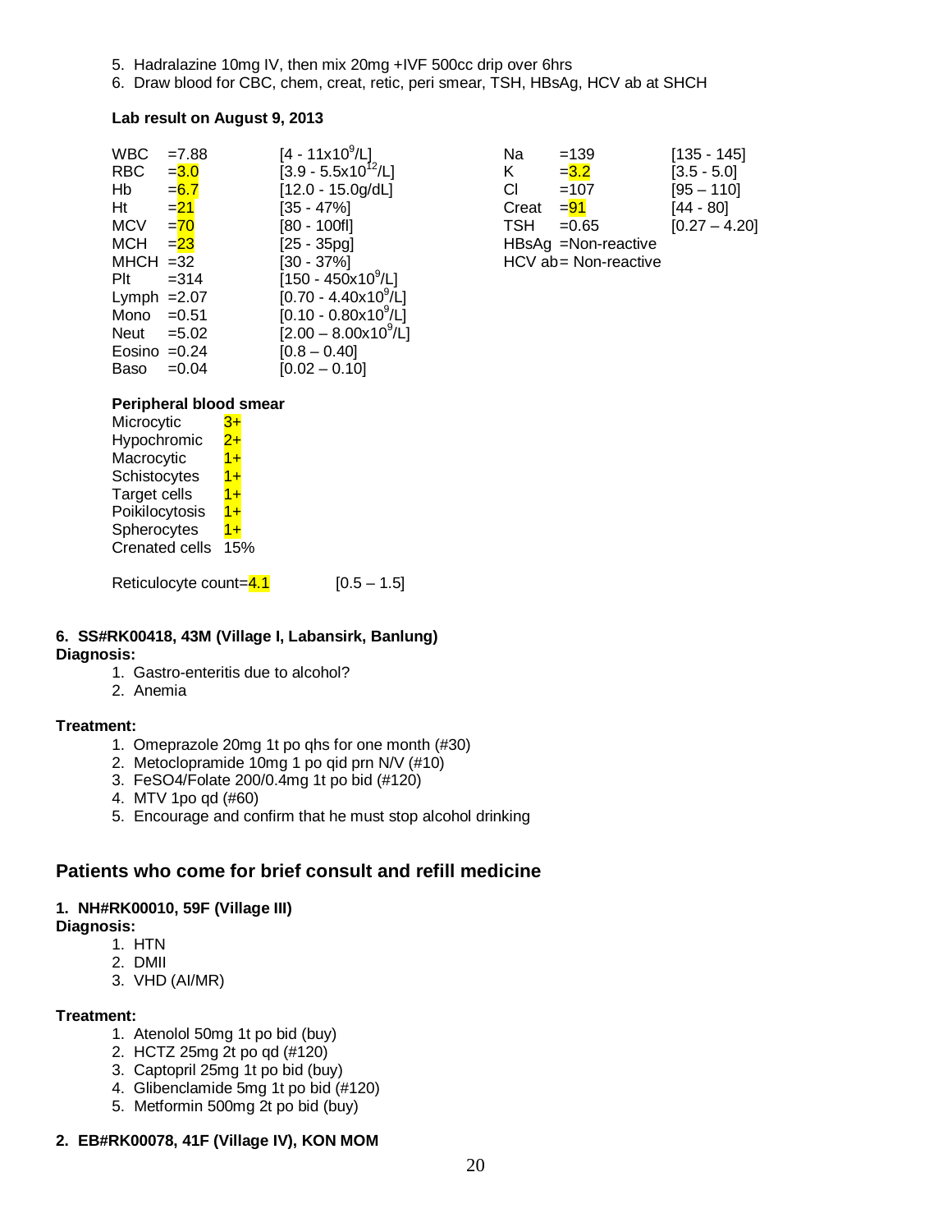5. Hadralazine 10mg IV, then mix 20mg +IVF 500cc drip over 6hrs
6. Draw blood for CBC, chem, creat, retic, peri smear, TSH, HBsAg, HCV ab at SHCH

**Lab result on August 9, 2013**

| Test | Result | Reference | Test | Result | Reference |
|---|---|---|---|---|---|
| WBC | =7.88 | [4 - $11 \times 10^9$/L] | Na | =139 | [135 - 145] |
| RBC | =3.0 | [3.9 - $5.5 \times 10^{12}$/L] | K | =3.2 | [3.5 - 5.0] |
| Hb | =6.7 | [12.0 - 15.0g/dL] | Cl | =107 | [95 – 110] |
| Ht | =21 | [35 - 47%] | Creat | =91 | [44 - 80] |
| MCV | =70 | [80 - 100fl] | TSH | =0.65 | [0.27 – 4.20] |
| MCH | =23 | [25 - 35pg] | HBsAg | =Non-reactive | |
| MHCH | =32 | [30 - 37%] | HCV ab | = Non-reactive | |
| Plt | =314 | [150 - $450 \times 10^9$/L] | | | |
| Lymph | =2.07 | [0.70 - $4.40 \times 10^9$/L] | | | |
| Mono | =0.51 | [0.10 - $0.80 \times 10^9$/L] | | | |
| Neut | =5.02 | [2.00 – $8.00 \times 10^9$/L] | | | |
| Eosino | =0.24 | [0.8 – 0.40] | | | |
| Baso | =0.04 | [0.02 – 0.10] | | | |

**Peripheral blood smear**

| | |
|---|---|
| Microcytic | 3+ |
| Hypochromic | 2+ |
| Macrocytic | 1+ |
| Schistocytes | 1+ |
| Target cells | 1+ |
| Poikilocytosis | 1+ |
| Spherocytes | 1+ |
| Crenated cells | 15% |

Reticulocyte count=4.1 [0.5 – 1.5]

**6. SS#RK00418, 43M (Village I, Labansirk, Banlung)**

**Diagnosis:**

1. Gastro-enteritis due to alcohol?
2. Anemia

**Treatment:**

1. Omeprazole 20mg 1t po qhs for one month (#30)
2. Metoclopramide 10mg 1 po qid prn N/V (#10)
3. FeSO4/Folate 200/0.4mg 1t po bid (#120)
4. MTV 1po qd (#60)
5. Encourage and confirm that he must stop alcohol drinking

## Patients who come for brief consult and refill medicine

**1. NH#RK00010, 59F (Village III)**

**Diagnosis:**

1. HTN
2. DMII
3. VHD (AI/MR)

**Treatment:**

1. Atenolol 50mg 1t po bid (buy)
2. HCTZ 25mg 2t po qd (#120)
3. Captopril 25mg 1t po bid (buy)
4. Glibenclamide 5mg 1t po bid (#120)
5. Metformin 500mg 2t po bid (buy)

**2. EB#RK00078, 41F (Village IV), KON MOM**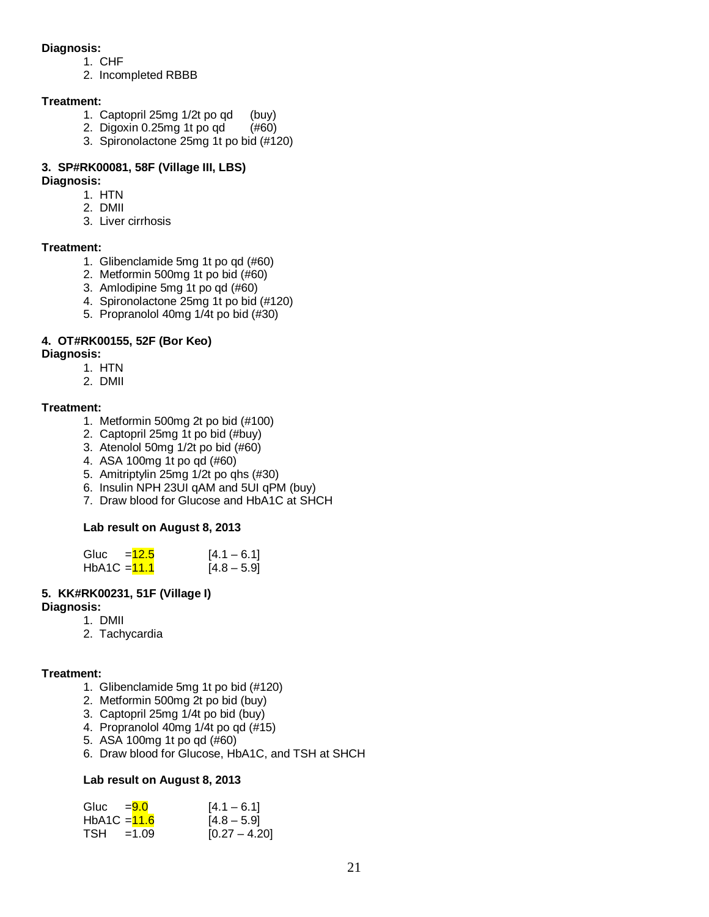**Diagnosis:**

1. CHF
2. Incompleted RBBB

**Treatment:**

1. Captopril 25mg 1/2t po qd (buy)
2. Digoxin 0.25mg 1t po qd (#60)
3. Spironolactone 25mg 1t po bid (#120)

**3. SP#RK00081, 58F (Village III, LBS)**

**Diagnosis:**

1. HTN
2. DMII
3. Liver cirrhosis

**Treatment:**

1. Glibenclamide 5mg 1t po qd (#60)
2. Metformin 500mg 1t po bid (#60)
3. Amlodipine 5mg 1t po qd (#60)
4. Spironolactone 25mg 1t po bid (#120)
5. Propranolol 40mg 1/4t po bid (#30)

**4. OT#RK00155, 52F (Bor Keo)**

**Diagnosis:**

1. HTN
2. DMII

**Treatment:**

1. Metformin 500mg 2t po bid (#100)
2. Captopril 25mg 1t po bid (#buy)
3. Atenolol 50mg 1/2t po bid (#60)
4. ASA 100mg 1t po qd (#60)
5. Amitriptylin 25mg 1/2t po qhs (#30)
6. Insulin NPH 23UI qAM and 5UI qPM (buy)
7. Draw blood for Glucose and HbA1C at SHCH

**Lab result on August 8, 2013**

| | | |
|---|---|---|
| Gluc | =12.5 | [4.1 – 6.1] |
| HbA1C | =11.1 | [4.8 – 5.9] |

**5. KK#RK00231, 51F (Village I)**

**Diagnosis:**

1. DMII
2. Tachycardia

**Treatment:**

1. Glibenclamide 5mg 1t po bid (#120)
2. Metformin 500mg 2t po bid (buy)
3. Captopril 25mg 1/4t po bid (buy)
4. Propranolol 40mg 1/4t po qd (#15)
5. ASA 100mg 1t po qd (#60)
6. Draw blood for Glucose, HbA1C, and TSH at SHCH

**Lab result on August 8, 2013**

| | | |
|---|---|---|
| Gluc | =9.0 | [4.1 – 6.1] |
| HbA1C | =11.6 | [4.8 – 5.9] |
| TSH | =1.09 | [0.27 – 4.20] |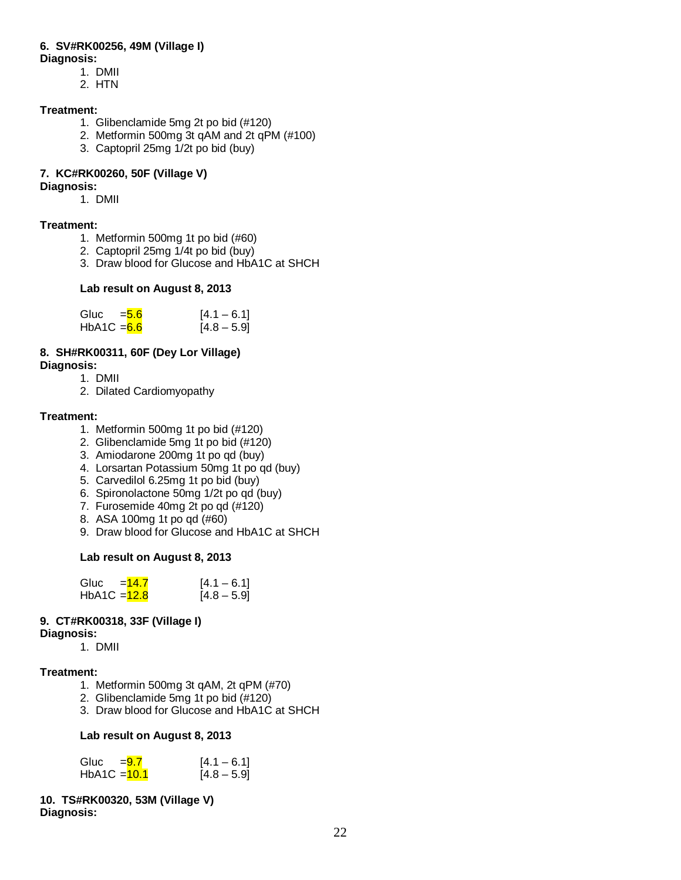**6. SV#RK00256, 49M (Village I)**
**Diagnosis:**

1. DMII
2. HTN

**Treatment:**

1. Glibenclamide 5mg 2t po bid (#120)
2. Metformin 500mg 3t qAM and 2t qPM (#100)
3. Captopril 25mg 1/2t po bid (buy)

**7. KC#RK00260, 50F (Village V)**
**Diagnosis:**

1. DMII

**Treatment:**

1. Metformin 500mg 1t po bid (#60)
2. Captopril 25mg 1/4t po bid (buy)
3. Draw blood for Glucose and HbA1C at SHCH

**Lab result on August 8, 2013**

| | | |
|---|---|---|
| Gluc | =5.6 | [4.1 – 6.1] |
| HbA1C | =6.6 | [4.8 – 5.9] |

**8. SH#RK00311, 60F (Dey Lor Village)**
**Diagnosis:**

1. DMII
2. Dilated Cardiomyopathy

**Treatment:**

1. Metformin 500mg 1t po bid (#120)
2. Glibenclamide 5mg 1t po bid (#120)
3. Amiodarone 200mg 1t po qd (buy)
4. Lorsartan Potassium 50mg 1t po qd (buy)
5. Carvedilol 6.25mg 1t po bid (buy)
6. Spironolactone 50mg 1/2t po qd (buy)
7. Furosemide 40mg 2t po qd (#120)
8. ASA 100mg 1t po qd (#60)
9. Draw blood for Glucose and HbA1C at SHCH

**Lab result on August 8, 2013**

| | | |
|---|---|---|
| Gluc | =14.7 | [4.1 – 6.1] |
| HbA1C | =12.8 | [4.8 – 5.9] |

**9. CT#RK00318, 33F (Village I)**
**Diagnosis:**

1. DMII

**Treatment:**

1. Metformin 500mg 3t qAM, 2t qPM (#70)
2. Glibenclamide 5mg 1t po bid (#120)
3. Draw blood for Glucose and HbA1C at SHCH

**Lab result on August 8, 2013**

| | | |
|---|---|---|
| Gluc | =9.7 | [4.1 – 6.1] |
| HbA1C | =10.1 | [4.8 – 5.9] |

**10. TS#RK00320, 53M (Village V)**
**Diagnosis:**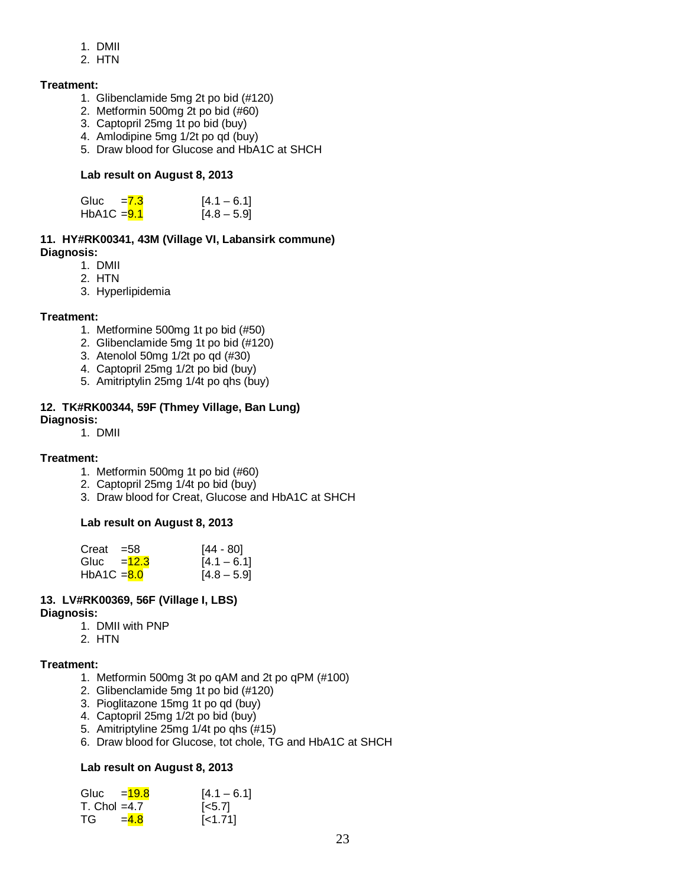1. DMII
2. HTN

**Treatment:**

1. Glibenclamide 5mg 2t po bid (#120)
2. Metformin 500mg 2t po bid (#60)
3. Captopril 25mg 1t po bid (buy)
4. Amlodipine 5mg 1/2t po qd (buy)
5. Draw blood for Glucose and HbA1C at SHCH

**Lab result on August 8, 2013**

| | | |
|---|---|---|
| Gluc | =7.3 | [4.1 – 6.1] |
| HbA1C | =9.1 | [4.8 – 5.9] |

**11. HY#RK00341, 43M (Village VI, Labansirk commune)**

**Diagnosis:**

1. DMII
2. HTN
3. Hyperlipidemia

**Treatment:**

1. Metformine 500mg 1t po bid (#50)
2. Glibenclamide 5mg 1t po bid (#120)
3. Atenolol 50mg 1/2t po qd (#30)
4. Captopril 25mg 1/2t po bid (buy)
5. Amitriptylin 25mg 1/4t po qhs (buy)

**12. TK#RK00344, 59F (Thmey Village, Ban Lung)**

**Diagnosis:**

1. DMII

**Treatment:**

1. Metformin 500mg 1t po bid (#60)
2. Captopril 25mg 1/4t po bid (buy)
3. Draw blood for Creat, Glucose and HbA1C at SHCH

**Lab result on August 8, 2013**

| | | |
|---|---|---|
| Creat | =58 | [44 - 80] |
| Gluc | =12.3 | [4.1 – 6.1] |
| HbA1C | =8.0 | [4.8 – 5.9] |

**13. LV#RK00369, 56F (Village I, LBS)**

**Diagnosis:**

1. DMII with PNP
2. HTN

**Treatment:**

1. Metformin 500mg 3t po qAM and 2t po qPM (#100)
2. Glibenclamide 5mg 1t po bid (#120)
3. Pioglitazone 15mg 1t po qd (buy)
4. Captopril 25mg 1/2t po bid (buy)
5. Amitriptyline 25mg 1/4t po qhs (#15)
6. Draw blood for Glucose, tot chole, TG and HbA1C at SHCH

**Lab result on August 8, 2013**

| | | |
|---|---|---|
| Gluc | =19.8 | [4.1 – 6.1] |
| T. Chol | =4.7 | [<5.7] |
| TG | =4.8 | [<1.71] |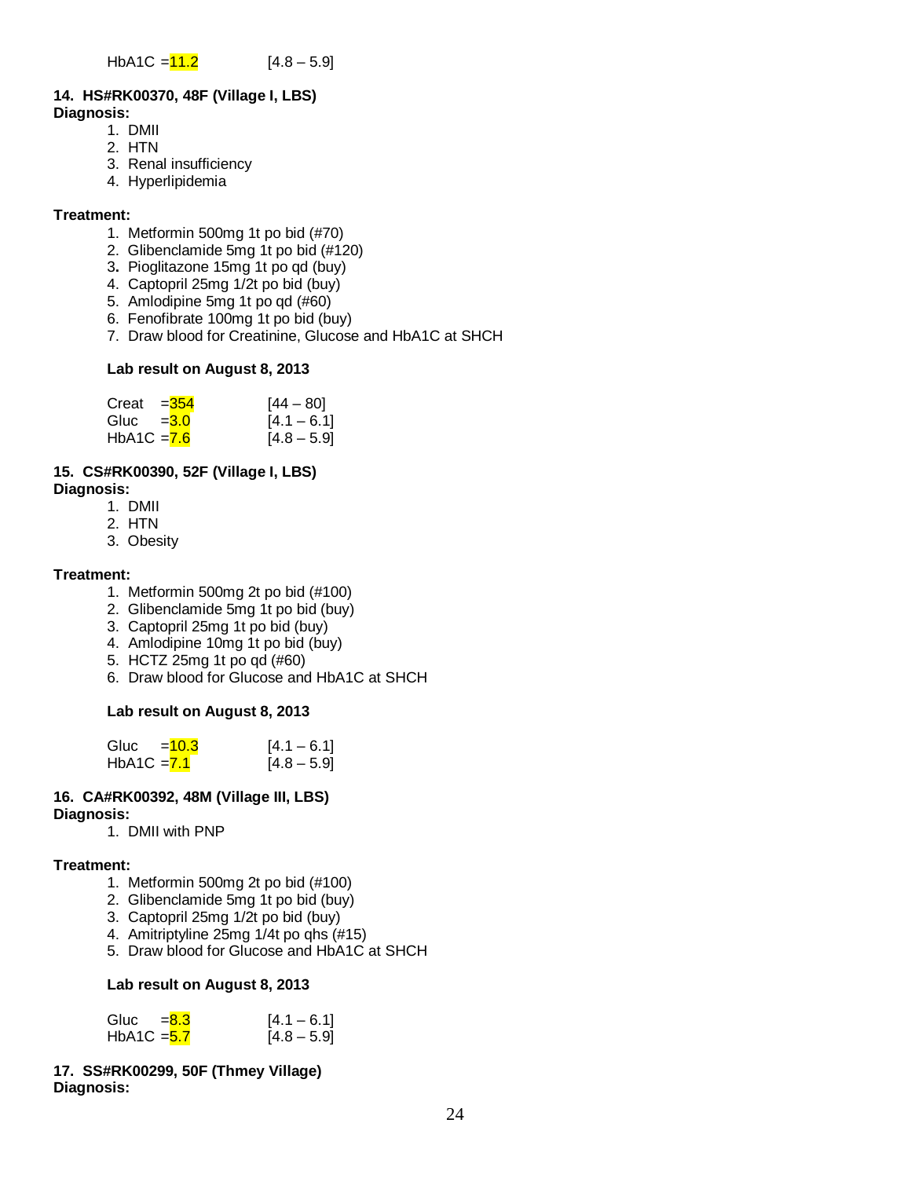HbA1C =11.2 [4.8 – 5.9]

**14. HS#RK00370, 48F (Village I, LBS)**
**Diagnosis:**

1. DMII
2. HTN
3. Renal insufficiency
4. Hyperlipidemia

**Treatment:**

1. Metformin 500mg 1t po bid (#70)
2. Glibenclamide 5mg 1t po bid (#120)
3. Pioglitazone 15mg 1t po qd (buy)
4. Captopril 25mg 1/2t po bid (buy)
5. Amlodipine 5mg 1t po qd (#60)
6. Fenofibrate 100mg 1t po bid (buy)
7. Draw blood for Creatinine, Glucose and HbA1C at SHCH

**Lab result on August 8, 2013**

| | | |
|---|---|---|
| Creat | =354 | [44 – 80] |
| Gluc | =3.0 | [4.1 – 6.1] |
| HbA1C | =7.6 | [4.8 – 5.9] |

**15. CS#RK00390, 52F (Village I, LBS)**
**Diagnosis:**

1. DMII
2. HTN
3. Obesity

**Treatment:**

1. Metformin 500mg 2t po bid (#100)
2. Glibenclamide 5mg 1t po bid (buy)
3. Captopril 25mg 1t po bid (buy)
4. Amlodipine 10mg 1t po bid (buy)
5. HCTZ 25mg 1t po qd (#60)
6. Draw blood for Glucose and HbA1C at SHCH

**Lab result on August 8, 2013**

| | | |
|---|---|---|
| Gluc | =10.3 | [4.1 – 6.1] |
| HbA1C | =7.1 | [4.8 – 5.9] |

**16. CA#RK00392, 48M (Village III, LBS)**
**Diagnosis:**

1. DMII with PNP

**Treatment:**

1. Metformin 500mg 2t po bid (#100)
2. Glibenclamide 5mg 1t po bid (buy)
3. Captopril 25mg 1/2t po bid (buy)
4. Amitriptyline 25mg 1/4t po qhs (#15)
5. Draw blood for Glucose and HbA1C at SHCH

**Lab result on August 8, 2013**

| | | |
|---|---|---|
| Gluc | =8.3 | [4.1 – 6.1] |
| HbA1C | =5.7 | [4.8 – 5.9] |

**17. SS#RK00299, 50F (Thmey Village)**
**Diagnosis:**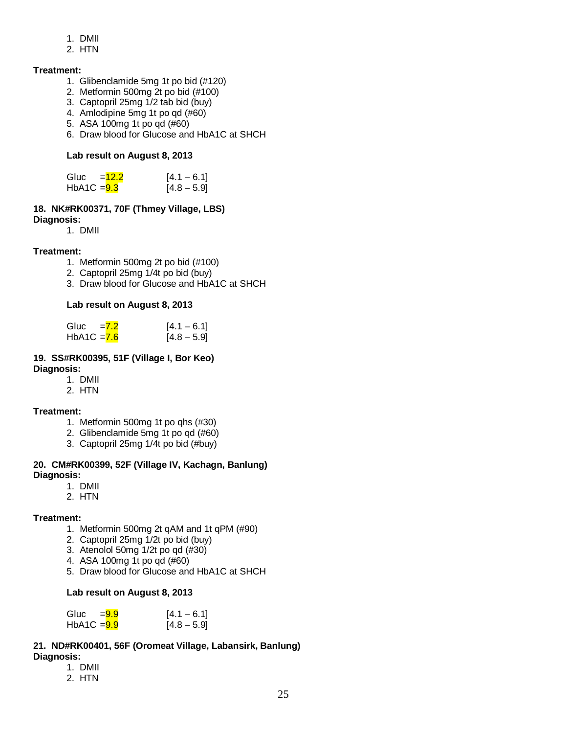1. DMII
2. HTN

**Treatment:**

1. Glibenclamide 5mg 1t po bid (#120)
2. Metformin 500mg 2t po bid (#100)
3. Captopril 25mg 1/2 tab bid (buy)
4. Amlodipine 5mg 1t po qd (#60)
5. ASA 100mg 1t po qd (#60)
6. Draw blood for Glucose and HbA1C at SHCH

**Lab result on August 8, 2013**

```
Gluc   =12.2     [4.1 – 6.1]
HbA1C  =9.3      [4.8 – 5.9]
```

**18. NK#RK00371, 70F (Thmey Village, LBS)**

**Diagnosis:**

1. DMII

**Treatment:**

1. Metformin 500mg 2t po bid (#100)
2. Captopril 25mg 1/4t po bid (buy)
3. Draw blood for Glucose and HbA1C at SHCH

**Lab result on August 8, 2013**

```
Gluc   =7.2      [4.1 – 6.1]
HbA1C  =7.6      [4.8 – 5.9]
```

**19. SS#RK00395, 51F (Village I, Bor Keo)**

**Diagnosis:**

1. DMII
2. HTN

**Treatment:**

1. Metformin 500mg 1t po qhs (#30)
2. Glibenclamide 5mg 1t po qd (#60)
3. Captopril 25mg 1/4t po bid (#buy)

**20. CM#RK00399, 52F (Village IV, Kachagn, Banlung)**

**Diagnosis:**

1. DMII
2. HTN

**Treatment:**

1. Metformin 500mg 2t qAM and 1t qPM (#90)
2. Captopril 25mg 1/2t po bid (buy)
3. Atenolol 50mg 1/2t po qd (#30)
4. ASA 100mg 1t po qd (#60)
5. Draw blood for Glucose and HbA1C at SHCH

**Lab result on August 8, 2013**

```
Gluc   =9.9      [4.1 – 6.1]
HbA1C  =9.9      [4.8 – 5.9]
```

**21. ND#RK00401, 56F (Oromeat Village, Labansirk, Banlung)**

**Diagnosis:**

1. DMII
2. HTN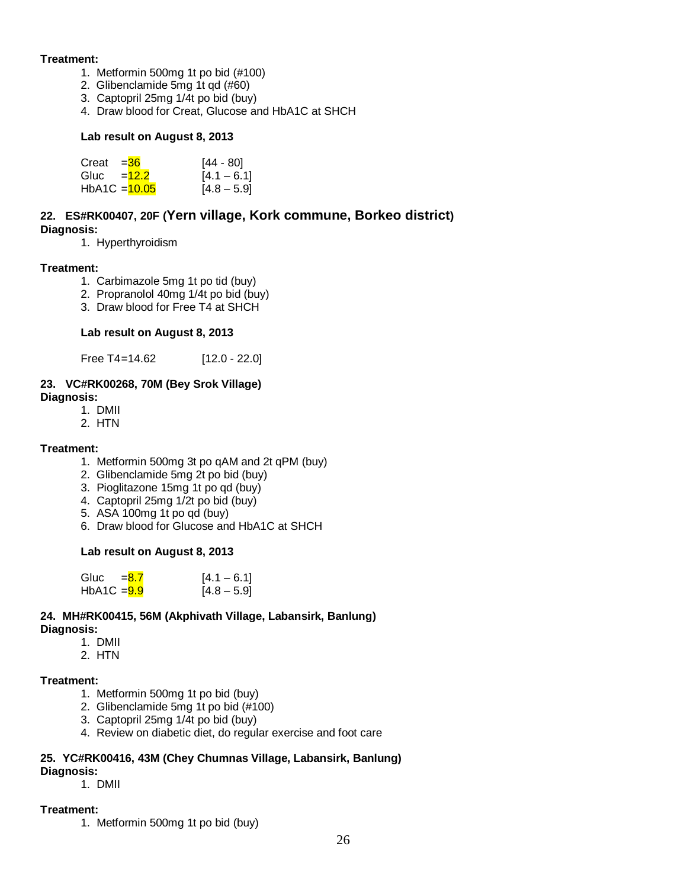**Treatment:**

1. Metformin 500mg 1t po bid (#100)
2. Glibenclamide 5mg 1t qd (#60)
3. Captopril 25mg 1/4t po bid (buy)
4. Draw blood for Creat, Glucose and HbA1C at SHCH

**Lab result on August 8, 2013**

| | | |
|---|---|---|
| Creat | =36 | [44 - 80] |
| Gluc | =12.2 | [4.1 – 6.1] |
| HbA1C | =10.05 | [4.8 – 5.9] |

**22. ES#RK00407, 20F (Yern village, Kork commune, Borkeo district)**

**Diagnosis:**

1. Hyperthyroidism

**Treatment:**

1. Carbimazole 5mg 1t po tid (buy)
2. Propranolol 40mg 1/4t po bid (buy)
3. Draw blood for Free T4 at SHCH

**Lab result on August 8, 2013**

Free T4=14.62 [12.0 - 22.0]

**23. VC#RK00268, 70M (Bey Srok Village)**

**Diagnosis:**

1. DMII
2. HTN

**Treatment:**

1. Metformin 500mg 3t po qAM and 2t qPM (buy)
2. Glibenclamide 5mg 2t po bid (buy)
3. Pioglitazone 15mg 1t po qd (buy)
4. Captopril 25mg 1/2t po bid (buy)
5. ASA 100mg 1t po qd (buy)
6. Draw blood for Glucose and HbA1C at SHCH

**Lab result on August 8, 2013**

| | | |
|---|---|---|
| Gluc | =8.7 | [4.1 – 6.1] |
| HbA1C | =9.9 | [4.8 – 5.9] |

**24. MH#RK00415, 56M (Akphivath Village, Labansirk, Banlung)**

**Diagnosis:**

1. DMII
2. HTN

**Treatment:**

1. Metformin 500mg 1t po bid (buy)
2. Glibenclamide 5mg 1t po bid (#100)
3. Captopril 25mg 1/4t po bid (buy)
4. Review on diabetic diet, do regular exercise and foot care

**25. YC#RK00416, 43M (Chey Chumnas Village, Labansirk, Banlung)**

**Diagnosis:**

1. DMII

**Treatment:**

1. Metformin 500mg 1t po bid (buy)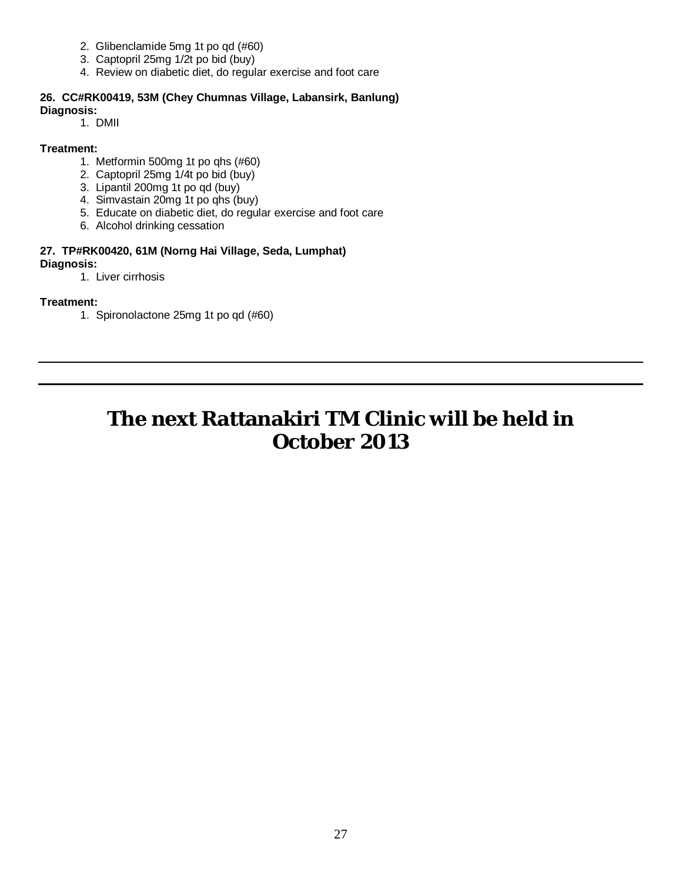2. Glibenclamide 5mg 1t po qd (#60)
3. Captopril 25mg 1/2t po bid (buy)
4. Review on diabetic diet, do regular exercise and foot care

**26. CC#RK00419, 53M (Chey Chumnas Village, Labansirk, Banlung)**

**Diagnosis:**

1. DMII

**Treatment:**

1. Metformin 500mg 1t po qhs (#60)
2. Captopril 25mg 1/4t po bid (buy)
3. Lipantil 200mg 1t po qd (buy)
4. Simvastain 20mg 1t po qhs (buy)
5. Educate on diabetic diet, do regular exercise and foot care
6. Alcohol drinking cessation

**27. TP#RK00420, 61M (Norng Hai Village, Seda, Lumphat)**

**Diagnosis:**

1. Liver cirrhosis

**Treatment:**

1. Spironolactone 25mg 1t po qd (#60)

---

# The next Rattanakiri TM Clinic will be held in October 2013